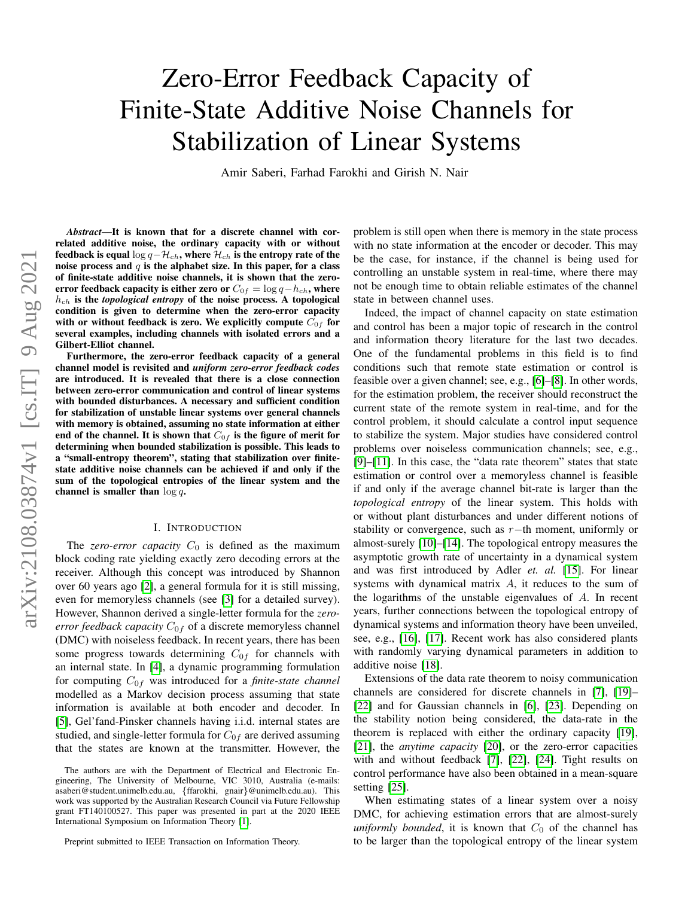# Zero-Error Feedback Capacity of Finite-State Additive Noise Channels for Stabilization of Linear Systems

Amir Saberi, Farhad Farokhi and Girish N. Nair

***Abstract*—It is known that for a discrete channel with correlated additive noise, the ordinary capacity with or without feedback is equal $\log q - \mathcal{H}_{ch}$, where $\mathcal{H}_{ch}$ is the entropy rate of the noise process and $q$ is the alphabet size. In this paper, for a class of finite-state additive noise channels, it is shown that the zero-error feedback capacity is either zero or $C_{0f} = \log q - h_{ch}$, where $h_{ch}$ is the *topological entropy* of the noise process. A topological condition is given to determine when the zero-error capacity with or without feedback is zero. We explicitly compute $C_{0f}$ for several examples, including channels with isolated errors and a Gilbert-Elliot channel.**

**Furthermore, the zero-error feedback capacity of a general channel model is revisited and *uniform zero-error feedback codes* are introduced. It is revealed that there is a close connection between zero-error communication and control of linear systems with bounded disturbances. A necessary and sufficient condition for stabilization of unstable linear systems over general channels with memory is obtained, assuming no state information at either end of the channel. It is shown that $C_{0f}$ is the figure of merit for determining when bounded stabilization is possible. This leads to a "small-entropy theorem", stating that stabilization over finite-state additive noise channels can be achieved if and only if the sum of the topological entropies of the linear system and the channel is smaller than $\log q$.**

## I. Introduction

The *zero-error capacity* $C_0$ is defined as the maximum block coding rate yielding exactly zero decoding errors at the receiver. Although this concept was introduced by Shannon over 60 years ago [2], a general formula for it is still missing, even for memoryless channels (see [3] for a detailed survey). However, Shannon derived a single-letter formula for the *zero-error feedback capacity* $C_{0f}$ of a discrete memoryless channel (DMC) with noiseless feedback. In recent years, there has been some progress towards determining $C_{0f}$ for channels with an internal state. In [4], a dynamic programming formulation for computing $C_{0f}$ was introduced for a *finite-state channel* modelled as a Markov decision process assuming that state information is available at both encoder and decoder. In [5], Gel'fand-Pinsker channels having i.i.d. internal states are studied, and single-letter formula for $C_{0f}$ are derived assuming that the states are known at the transmitter. However, the problem is still open when there is memory in the state process with no state information at the encoder or decoder. This may be the case, for instance, if the channel is being used for controlling an unstable system in real-time, where there may not be enough time to obtain reliable estimates of the channel state in between channel uses.

Indeed, the impact of channel capacity on state estimation and control has been a major topic of research in the control and information theory literature for the last two decades. One of the fundamental problems in this field is to find conditions such that remote state estimation or control is feasible over a given channel; see, e.g., [6]–[8]. In other words, for the estimation problem, the receiver should reconstruct the current state of the remote system in real-time, and for the control problem, it should calculate a control input sequence to stabilize the system. Major studies have considered control problems over noiseless communication channels; see, e.g., [9]–[11]. In this case, the "data rate theorem" states that state estimation or control over a memoryless channel is feasible if and only if the average channel bit-rate is larger than the *topological entropy* of the linear system. This holds with or without plant disturbances and under different notions of stability or convergence, such as $r-$th moment, uniformly or almost-surely [10]–[14]. The topological entropy measures the asymptotic growth rate of uncertainty in a dynamical system and was first introduced by Adler *et. al.* [15]. For linear systems with dynamical matrix $A$, it reduces to the sum of the logarithms of the unstable eigenvalues of $A$. In recent years, further connections between the topological entropy of dynamical systems and information theory have been unveiled, see, e.g., [16], [17]. Recent work has also considered plants with randomly varying dynamical parameters in addition to additive noise [18].

Extensions of the data rate theorem to noisy communication channels are considered for discrete channels in [7], [19]–[22] and for Gaussian channels in [6], [23]. Depending on the stability notion being considered, the data-rate in the theorem is replaced with either the ordinary capacity [19], [21], the *anytime capacity* [20], or the zero-error capacities with and without feedback [7], [22], [24]. Tight results on control performance have also been obtained in a mean-square setting [25].

When estimating states of a linear system over a noisy DMC, for achieving estimation errors that are almost-surely *uniformly bounded*, it is known that $C_0$ of the channel has to be larger than the topological entropy of the linear system

The authors are with the Department of Electrical and Electronic Engineering, The University of Melbourne, VIC 3010, Australia (e-mails: asaberi@student.unimelb.edu.au, {ffarokhi, gnair}@unimelb.edu.au). This work was supported by the Australian Research Council via Future Fellowship grant FT140100527. This paper was presented in part at the 2020 IEEE International Symposium on Information Theory [1].

Preprint submitted to IEEE Transaction on Information Theory.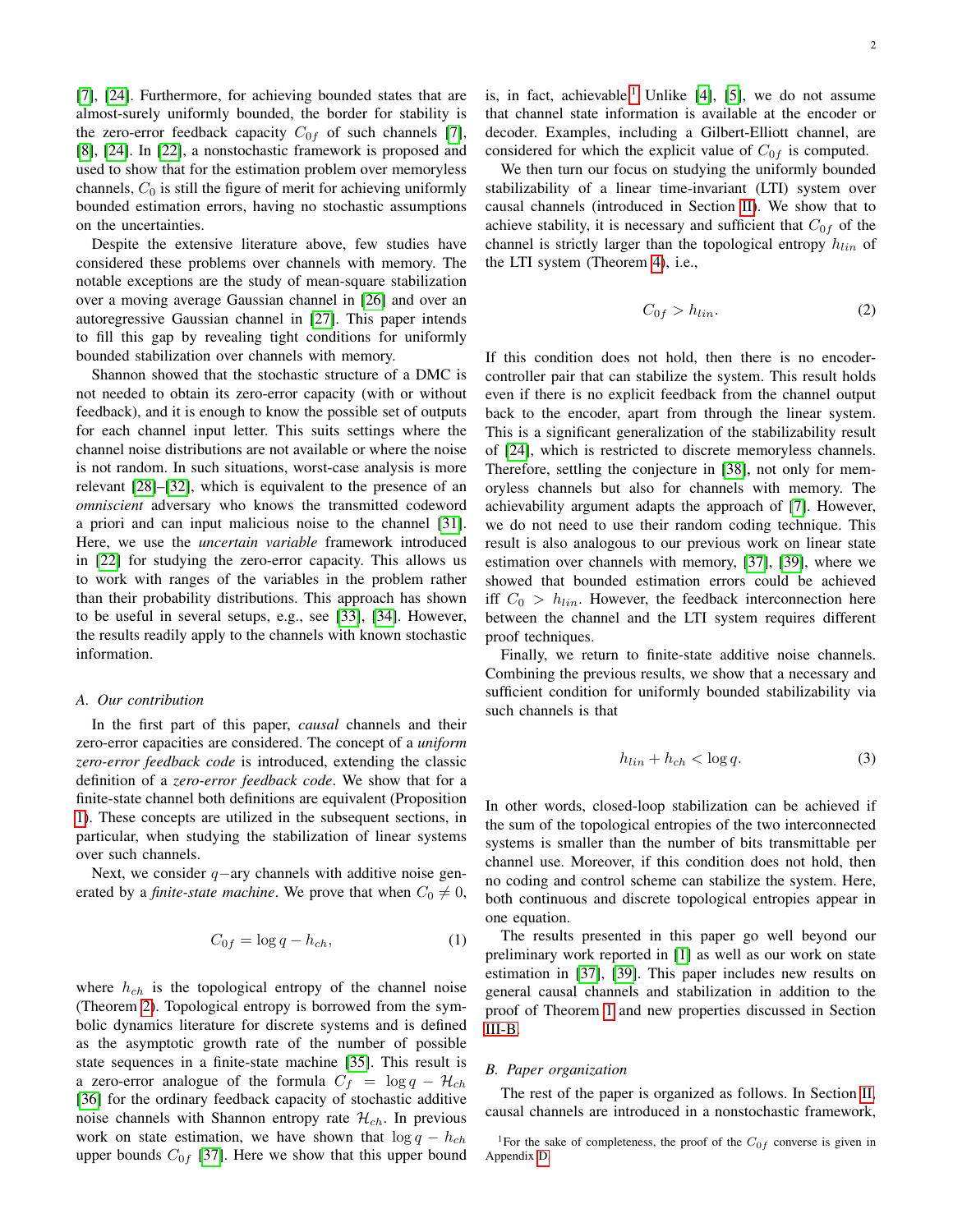[7], [24]. Furthermore, for achieving bounded states that are almost-surely uniformly bounded, the border for stability is the zero-error feedback capacity $C_{0f}$ of such channels [7], [8], [24]. In [22], a nonstochastic framework is proposed and used to show that for the estimation problem over memoryless channels, $C_0$ is still the figure of merit for achieving uniformly bounded estimation errors, having no stochastic assumptions on the uncertainties.

Despite the extensive literature above, few studies have considered these problems over channels with memory. The notable exceptions are the study of mean-square stabilization over a moving average Gaussian channel in [26] and over an autoregressive Gaussian channel in [27]. This paper intends to fill this gap by revealing tight conditions for uniformly bounded stabilization over channels with memory.

Shannon showed that the stochastic structure of a DMC is not needed to obtain its zero-error capacity (with or without feedback), and it is enough to know the possible set of outputs for each channel input letter. This suits settings where the channel noise distributions are not available or where the noise is not random. In such situations, worst-case analysis is more relevant [28]–[32], which is equivalent to the presence of an *omniscient* adversary who knows the transmitted codeword a priori and can input malicious noise to the channel [31]. Here, we use the *uncertain variable* framework introduced in [22] for studying the zero-error capacity. This allows us to work with ranges of the variables in the problem rather than their probability distributions. This approach has shown to be useful in several setups, e.g., see [33], [34]. However, the results readily apply to the channels with known stochastic information.

### A. Our contribution

In the first part of this paper, *causal* channels and their zero-error capacities are considered. The concept of a *uniform zero-error feedback code* is introduced, extending the classic definition of a *zero-error feedback code*. We show that for a finite-state channel both definitions are equivalent (Proposition 1). These concepts are utilized in the subsequent sections, in particular, when studying the stabilization of linear systems over such channels.

Next, we consider $q-$ary channels with additive noise generated by a *finite-state machine*. We prove that when $C_0 \neq 0$,

$$C_{0f} = \log q - h_{ch}, \tag{1}$$

where $h_{ch}$ is the topological entropy of the channel noise (Theorem 2). Topological entropy is borrowed from the symbolic dynamics literature for discrete systems and is defined as the asymptotic growth rate of the number of possible state sequences in a finite-state machine [35]. This result is a zero-error analogue of the formula $C_f = \log q - \mathcal{H}_{ch}$ [36] for the ordinary feedback capacity of stochastic additive noise channels with Shannon entropy rate $\mathcal{H}_{ch}$. In previous work on state estimation, we have shown that $\log q - h_{ch}$ upper bounds $C_{0f}$ [37]. Here we show that this upper bound is, in fact, achievable.[1] Unlike [4], [5], we do not assume that channel state information is available at the encoder or decoder. Examples, including a Gilbert-Elliott channel, are considered for which the explicit value of $C_{0f}$ is computed.

We then turn our focus on studying the uniformly bounded stabilizability of a linear time-invariant (LTI) system over causal channels (introduced in Section II). We show that to achieve stability, it is necessary and sufficient that $C_{0f}$ of the channel is strictly larger than the topological entropy $h_{lin}$ of the LTI system (Theorem 4), i.e.,

$$C_{0f} > h_{lin}. \tag{2}$$

If this condition does not hold, then there is no encoder-controller pair that can stabilize the system. This result holds even if there is no explicit feedback from the channel output back to the encoder, apart from through the linear system. This is a significant generalization of the stabilizability result of [24], which is restricted to discrete memoryless channels. Therefore, settling the conjecture in [38], not only for memoryless channels but also for channels with memory. The achievability argument adapts the approach of [7]. However, we do not need to use their random coding technique. This result is also analogous to our previous work on linear state estimation over channels with memory, [37], [39], where we showed that bounded estimation errors could be achieved iff $C_0 > h_{lin}$. However, the feedback interconnection here between the channel and the LTI system requires different proof techniques.

Finally, we return to finite-state additive noise channels. Combining the previous results, we show that a necessary and sufficient condition for uniformly bounded stabilizability via such channels is that

$$h_{lin} + h_{ch} < \log q. \tag{3}$$

In other words, closed-loop stabilization can be achieved if the sum of the topological entropies of the two interconnected systems is smaller than the number of bits transmittable per channel use. Moreover, if this condition does not hold, then no coding and control scheme can stabilize the system. Here, both continuous and discrete topological entropies appear in one equation.

The results presented in this paper go well beyond our preliminary work reported in [1] as well as our work on state estimation in [37], [39]. This paper includes new results on general causal channels and stabilization in addition to the proof of Theorem 1 and new properties discussed in Section III-B.

### B. Paper organization

The rest of the paper is organized as follows. In Section II, causal channels are introduced in a nonstochastic framework,

[1] For the sake of completeness, the proof of the $C_{0f}$ converse is given in Appendix D.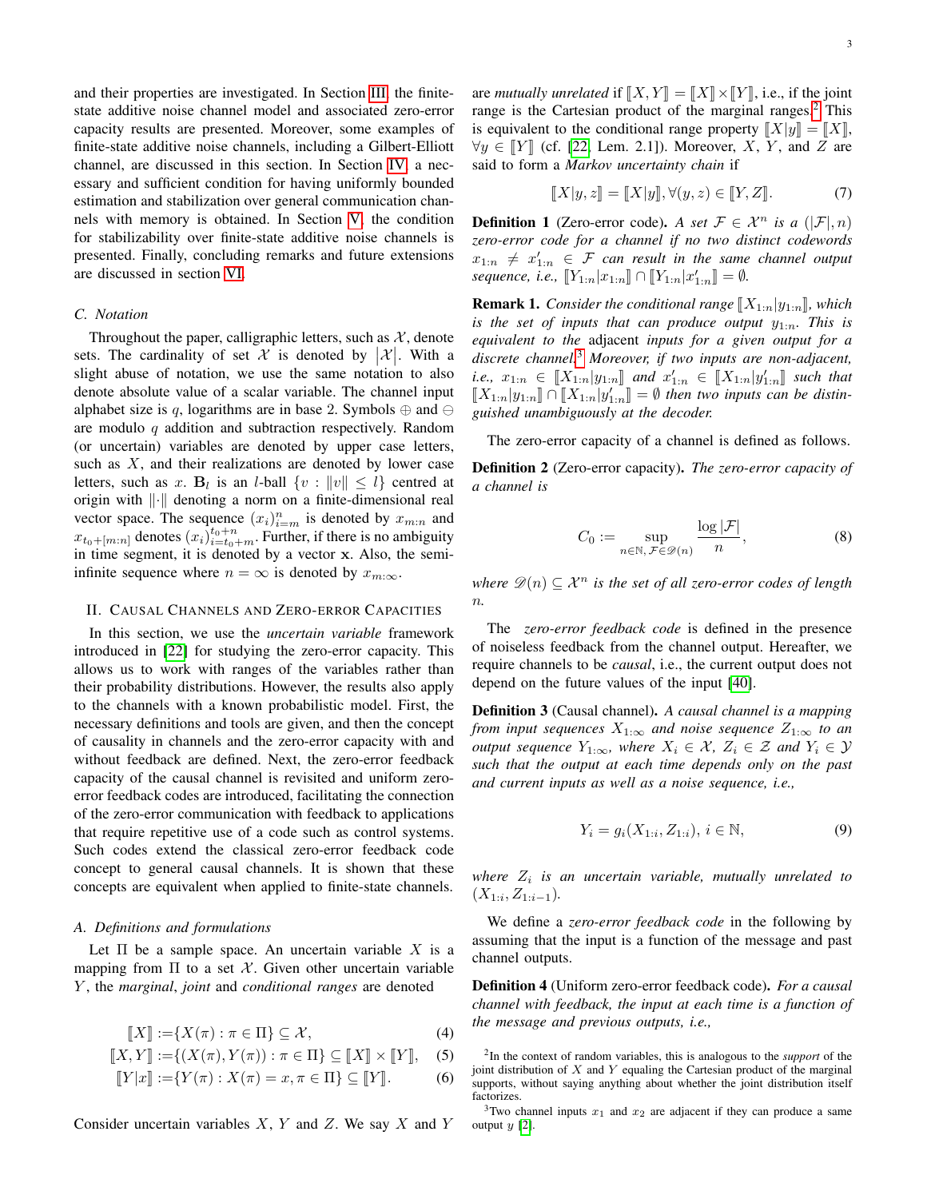and their properties are investigated. In Section III, the finite-state additive noise channel model and associated zero-error capacity results are presented. Moreover, some examples of finite-state additive noise channels, including a Gilbert-Elliott channel, are discussed in this section. In Section IV, a necessary and sufficient condition for having uniformly bounded estimation and stabilization over general communication channels with memory is obtained. In Section V, the condition for stabilizability over finite-state additive noise channels is presented. Finally, concluding remarks and future extensions are discussed in section VI.

### C. Notation

Throughout the paper, calligraphic letters, such as $\mathcal{X}$, denote sets. The cardinality of set $\mathcal{X}$ is denoted by $|\mathcal{X}|$. With a slight abuse of notation, we use the same notation to also denote absolute value of a scalar variable. The channel input alphabet size is $q$, logarithms are in base 2. Symbols $\oplus$ and $\ominus$ are modulo $q$ addition and subtraction respectively. Random (or uncertain) variables are denoted by upper case letters, such as $X$, and their realizations are denoted by lower case letters, such as $x$. $\mathbf{B}_l$ is an $l$-ball $\{v : \|v\| \leq l\}$ centred at origin with $\|\cdot\|$ denoting a norm on a finite-dimensional real vector space. The sequence $(x_i)_{i=m}^n$ is denoted by $x_{m:n}$ and $x_{t_0+[m:n]}$ denotes $(x_i)_{i=t_0+m}^{t_0+n}$. Further, if there is no ambiguity in time segment, it is denoted by a vector $\mathbf{x}$. Also, the semi-infinite sequence where $n = \infty$ is denoted by $x_{m:\infty}$.

## II. Causal Channels and Zero-error Capacities

In this section, we use the *uncertain variable* framework introduced in [22] for studying the zero-error capacity. This allows us to work with ranges of the variables rather than their probability distributions. However, the results also apply to the channels with a known probabilistic model. First, the necessary definitions and tools are given, and then the concept of causality in channels and the zero-error capacity with and without feedback are defined. Next, the zero-error feedback capacity of the causal channel is revisited and uniform zero-error feedback codes are introduced, facilitating the connection of the zero-error communication with feedback to applications that require repetitive use of a code such as control systems. Such codes extend the classical zero-error feedback code concept to general causal channels. It is shown that these concepts are equivalent when applied to finite-state channels.

### A. Definitions and formulations

Let $\Pi$ be a sample space. An uncertain variable $X$ is a mapping from $\Pi$ to a set $\mathcal{X}$. Given other uncertain variable $Y$, the *marginal*, *joint* and *conditional ranges* are denoted

$$\llbracket X \rrbracket := \{X(\pi) : \pi \in \Pi\} \subseteq \mathcal{X}, \tag{4}$$

$$\llbracket X, Y \rrbracket := \{(X(\pi), Y(\pi)) : \pi \in \Pi\} \subseteq \llbracket X \rrbracket \times \llbracket Y \rrbracket, \tag{5}$$

$$\llbracket Y|x \rrbracket := \{Y(\pi) : X(\pi) = x, \pi \in \Pi\} \subseteq \llbracket Y \rrbracket. \tag{6}$$

Consider uncertain variables $X$, $Y$ and $Z$. We say $X$ and $Y$ are *mutually unrelated* if $\llbracket X, Y \rrbracket = \llbracket X \rrbracket \times \llbracket Y \rrbracket$, i.e., if the joint range is the Cartesian product of the marginal ranges.[2] This is equivalent to the conditional range property $\llbracket X|y \rrbracket = \llbracket X \rrbracket$, $\forall y \in \llbracket Y \rrbracket$ (cf. [22, Lem. 2.1]). Moreover, $X$, $Y$, and $Z$ are said to form a *Markov uncertainty chain* if

$$\llbracket X|y, z \rrbracket = \llbracket X|y \rrbracket, \forall (y, z) \in \llbracket Y, Z \rrbracket. \tag{7}$$

**Definition 1** (Zero-error code). *A set $\mathcal{F} \in \mathcal{X}^n$ is a $(|\mathcal{F}|, n)$ zero-error code for a channel if no two distinct codewords $x_{1:n} \neq x'_{1:n} \in \mathcal{F}$ can result in the same channel output sequence, i.e., $\llbracket Y_{1:n}|x_{1:n} \rrbracket \cap \llbracket Y_{1:n}|x'_{1:n} \rrbracket = \emptyset$.*

**Remark 1.** *Consider the conditional range $\llbracket X_{1:n}|y_{1:n} \rrbracket$, which is the set of inputs that can produce output $y_{1:n}$. This is equivalent to the* adjacent *inputs for a given output for a discrete channel.*[3] *Moreover, if two inputs are non-adjacent, i.e., $x_{1:n} \in \llbracket X_{1:n}|y_{1:n} \rrbracket$ and $x'_{1:n} \in \llbracket X_{1:n}|y'_{1:n} \rrbracket$ such that $\llbracket X_{1:n}|y_{1:n} \rrbracket \cap \llbracket X_{1:n}|y'_{1:n} \rrbracket = \emptyset$ then two inputs can be distinguished unambiguously at the decoder.*

The zero-error capacity of a channel is defined as follows.

**Definition 2** (Zero-error capacity). *The zero-error capacity of a channel is*

$$C_0 := \sup_{n \in \mathbb{N}, \mathcal{F} \in \mathscr{D}(n)} \frac{\log |\mathcal{F}|}{n}, \tag{8}$$

*where $\mathscr{D}(n) \subseteq \mathcal{X}^n$ is the set of all zero-error codes of length $n$.*

The *zero-error feedback code* is defined in the presence of noiseless feedback from the channel output. Hereafter, we require channels to be *causal*, i.e., the current output does not depend on the future values of the input [40].

**Definition 3** (Causal channel). *A causal channel is a mapping from input sequences $X_{1:\infty}$ and noise sequence $Z_{1:\infty}$ to an output sequence $Y_{1:\infty}$, where $X_i \in \mathcal{X}$, $Z_i \in \mathcal{Z}$ and $Y_i \in \mathcal{Y}$ such that the output at each time depends only on the past and current inputs as well as a noise sequence, i.e.,*

$$Y_i = g_i(X_{1:i}, Z_{1:i}),\ i \in \mathbb{N}, \tag{9}$$

*where $Z_i$ is an uncertain variable, mutually unrelated to $(X_{1:i}, Z_{1:i-1})$.*

We define a *zero-error feedback code* in the following by assuming that the input is a function of the message and past channel outputs.

**Definition 4** (Uniform zero-error feedback code). *For a causal channel with feedback, the input at each time is a function of the message and previous outputs, i.e.,*

[2] In the context of random variables, this is analogous to the *support* of the joint distribution of $X$ and $Y$ equaling the Cartesian product of the marginal supports, without saying anything about whether the joint distribution itself factorizes.

[3] Two channel inputs $x_1$ and $x_2$ are adjacent if they can produce a same output $y$ [2].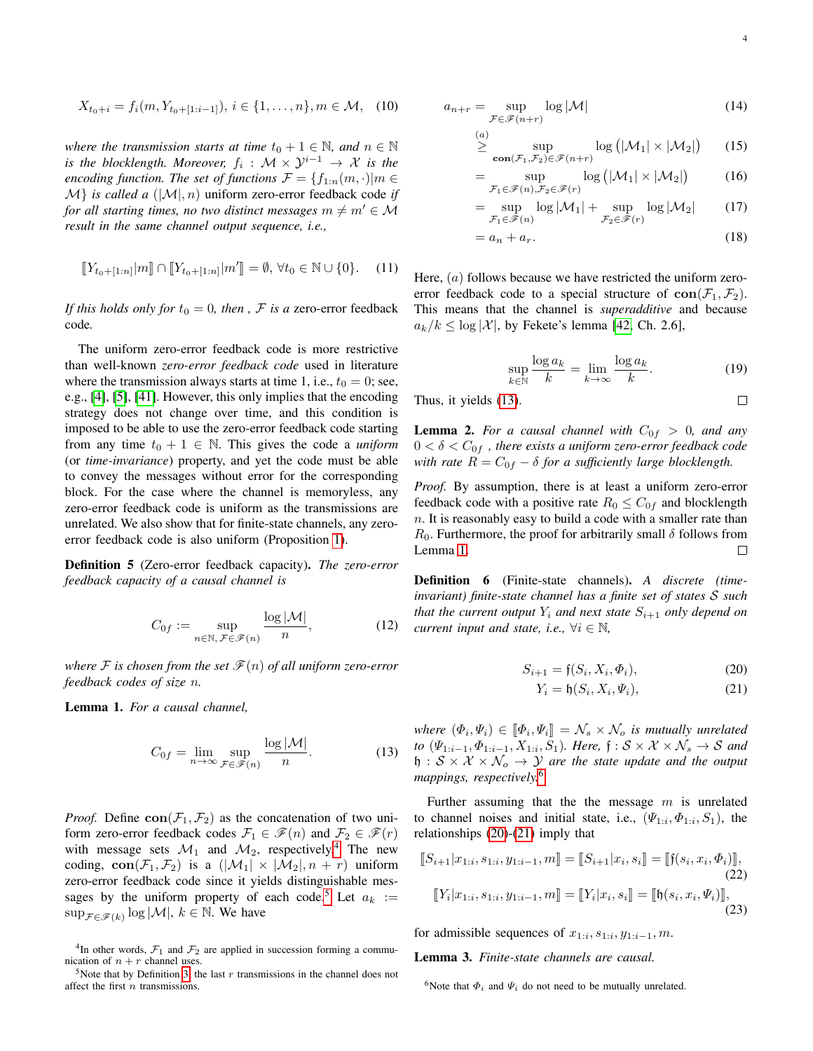$$X_{t_0+i} = f_i(m, Y_{t_0+[1:i-1]}),\ i \in \{1,\ldots,n\}, m \in \mathcal{M}, \quad (10)$$

*where the transmission starts at time $t_0+1 \in \mathbb{N}$, and $n \in \mathbb{N}$ is the blocklength. Moreover, $f_i : \mathcal{M} \times \mathcal{Y}^{i-1} \to \mathcal{X}$ is the encoding function. The set of functions $\mathcal{F} = \{f_{1:n}(m,\cdot) | m \in \mathcal{M}\}$ is called a $(|\mathcal{M}|, n)$* uniform zero-error feedback code *if for all starting times, no two distinct messages $m \neq m' \in \mathcal{M}$ result in the same channel output sequence, i.e.,*

$$[\![Y_{t_0+[1:n]}|m]\!] \cap [\![Y_{t_0+[1:n]}|m']\!] = \emptyset,\ \forall t_0 \in \mathbb{N}\cup\{0\}. \quad (11)$$

*If this holds only for $t_0 = 0$, then , $\mathcal{F}$ is a* zero-error feedback code.

The uniform zero-error feedback code is more restrictive than well-known *zero-error feedback code* used in literature where the transmission always starts at time 1, i.e., $t_0 = 0$; see, e.g., [4], [5], [41]. However, this only implies that the encoding strategy does not change over time, and this condition is imposed to be able to use the zero-error feedback code starting from any time $t_0+1 \in \mathbb{N}$. This gives the code a *uniform* (or *time-invariance*) property, and yet the code must be able to convey the messages without error for the corresponding block. For the case where the channel is memoryless, any zero-error feedback code is uniform as the transmissions are unrelated. We also show that for finite-state channels, any zero-error feedback code is also uniform (Proposition 1).

**Definition 5** (Zero-error feedback capacity). *The zero-error feedback capacity of a causal channel is*

$$C_{0f} := \sup_{n\in\mathbb{N},\, \mathcal{F}\in\mathscr{F}(n)} \frac{\log|\mathcal{M}|}{n}, \quad (12)$$

*where $\mathcal{F}$ is chosen from the set $\mathscr{F}(n)$ of all uniform zero-error feedback codes of size $n$.*

**Lemma 1.** *For a causal channel,*

$$C_{0f} = \lim_{n\to\infty} \sup_{\mathcal{F}\in\mathscr{F}(n)} \frac{\log|\mathcal{M}|}{n}. \quad (13)$$

*Proof.* Define $\mathbf{con}(\mathcal{F}_1,\mathcal{F}_2)$ as the concatenation of two uniform zero-error feedback codes $\mathcal{F}_1 \in \mathscr{F}(n)$ and $\mathcal{F}_2 \in \mathscr{F}(r)$ with message sets $\mathcal{M}_1$ and $\mathcal{M}_2$, respectively.[4] The new coding, $\mathbf{con}(\mathcal{F}_1,\mathcal{F}_2)$ is a $(|\mathcal{M}_1|\times|\mathcal{M}_2|, n+r)$ uniform zero-error feedback code since it yields distinguishable messages by the uniform property of each code.[5] Let $a_k := \sup_{\mathcal{F}\in\mathscr{F}(k)} \log|\mathcal{M}|$, $k \in \mathbb{N}$. We have

$$
\begin{aligned}
a_{n+r} &= \sup_{\mathcal{F}\in\mathscr{F}(n+r)} \log|\mathcal{M}| && (14)\\
&\overset{(a)}{\geq} \sup_{\mathbf{con}(\mathcal{F}_1,\mathcal{F}_2)\in\mathscr{F}(n+r)} \log\left(|\mathcal{M}_1|\times|\mathcal{M}_2|\right) && (15)\\
&= \sup_{\mathcal{F}_1\in\mathscr{F}(n),\mathcal{F}_2\in\mathscr{F}(r)} \log\left(|\mathcal{M}_1|\times|\mathcal{M}_2|\right) && (16)\\
&= \sup_{\mathcal{F}_1\in\mathscr{F}(n)} \log|\mathcal{M}_1| + \sup_{\mathcal{F}_2\in\mathscr{F}(r)} \log|\mathcal{M}_2| && (17)\\
&= a_n + a_r. && (18)
\end{aligned}
$$

Here, $(a)$ follows because we have restricted the uniform zero-error feedback code to a special structure of $\mathbf{con}(\mathcal{F}_1,\mathcal{F}_2)$. This means that the channel is *superadditive* and because $a_k/k \leq \log|\mathcal{X}|$, by Fekete's lemma [42, Ch. 2.6],

$$\sup_{k\in\mathbb{N}} \frac{\log a_k}{k} = \lim_{k\to\infty} \frac{\log a_k}{k}. \quad (19)$$

Thus, it yields (13). $\square$

**Lemma 2.** *For a causal channel with $C_{0f} > 0$, and any $0 < \delta < C_{0f}$ , there exists a uniform zero-error feedback code with rate $R = C_{0f} - \delta$ for a sufficiently large blocklength.*

*Proof.* By assumption, there is at least a uniform zero-error feedback code with a positive rate $R_0 \leq C_{0f}$ and blocklength $n$. It is reasonably easy to build a code with a smaller rate than $R_0$. Furthermore, the proof for arbitrarily small $\delta$ follows from Lemma 1. $\square$

**Definition 6** (Finite-state channels)**.** *A discrete (time-invariant) finite-state channel has a finite set of states $\mathcal{S}$ such that the current output $Y_i$ and next state $S_{i+1}$ only depend on current input and state, i.e., $\forall i \in \mathbb{N}$,*

$$
\begin{aligned}
S_{i+1} &= \mathfrak{f}(S_i, X_i, \Phi_i), && (20)\\
Y_i &= \mathfrak{h}(S_i, X_i, \Psi_i), && (21)
\end{aligned}
$$

*where $(\Phi_i, \Psi_i) \in [\![\Phi_i, \Psi_i]\!] = \mathcal{N}_s \times \mathcal{N}_o$ is mutually unrelated to $(\Psi_{1:i-1}, \Phi_{1:i-1}, X_{1:i}, S_1)$. Here, $\mathfrak{f} : \mathcal{S}\times\mathcal{X}\times\mathcal{N}_s \to \mathcal{S}$ and $\mathfrak{h} : \mathcal{S}\times\mathcal{X}\times\mathcal{N}_o \to \mathcal{Y}$ are the state update and the output mappings, respectively.*[6]

Further assuming that the the message $m$ is unrelated to channel noises and initial state, i.e., $(\Psi_{1:i}, \Phi_{1:i}, S_1)$, the relationships (20)-(21) imply that

$$[\![S_{i+1}|x_{1:i}, s_{1:i}, y_{1:i-1}, m]\!] = [\![S_{i+1}|x_i, s_i]\!] = [\![\mathfrak{f}(s_i, x_i, \Phi_i)]\!], \quad (22)$$

$$[\![Y_i|x_{1:i}, s_{1:i}, y_{1:i-1}, m]\!] = [\![Y_i|x_i, s_i]\!] = [\![\mathfrak{h}(s_i, x_i, \Psi_i)]\!], \quad (23)$$

for admissible sequences of $x_{1:i}, s_{1:i}, y_{1:i-1}, m$.

**Lemma 3.** *Finite-state channels are causal.*

---

[4] In other words, $\mathcal{F}_1$ and $\mathcal{F}_2$ are applied in succession forming a communication of $n+r$ channel uses.

[5] Note that by Definition 3, the last $r$ transmissions in the channel does not affect the first $n$ transmissions.

[6] Note that $\Phi_i$ and $\Psi_i$ do not need to be mutually unrelated.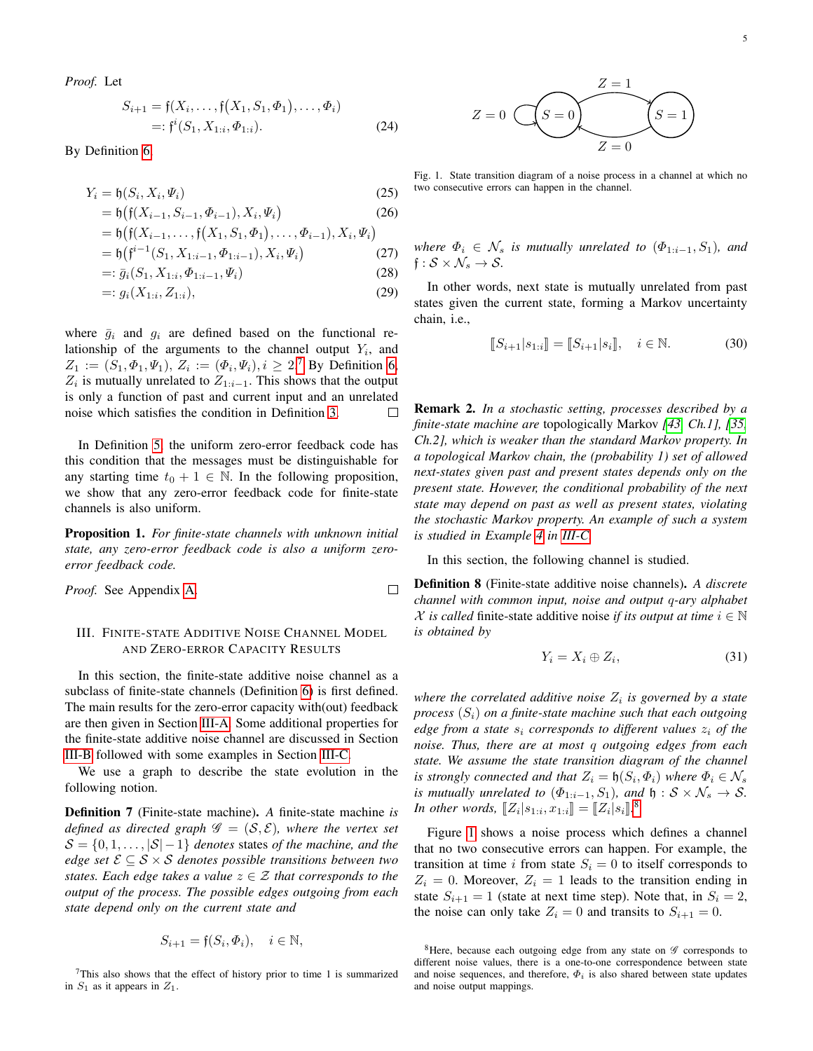*Proof.* Let

$$S_{i+1} = \mathfrak{f}(X_i, \ldots, \mathfrak{f}(X_1, S_1, \Phi_1), \ldots, \Phi_i) \\ =: \mathfrak{f}^i(S_1, X_{1:i}, \Phi_{1:i}). \tag{24}$$

By Definition 6

$$\begin{aligned} Y_i &= \mathfrak{h}(S_i, X_i, \Psi_i) && (25)\\ &= \mathfrak{h}\big(\mathfrak{f}(X_{i-1}, S_{i-1}, \Phi_{i-1}), X_i, \Psi_i\big) && (26)\\ &= \mathfrak{h}\big(\mathfrak{f}(X_{i-1}, \ldots, \mathfrak{f}(X_1, S_1, \Phi_1), \ldots, \Phi_{i-1}), X_i, \Psi_i\big) \\ &= \mathfrak{h}\big(\mathfrak{f}^{i-1}(S_1, X_{1:i-1}, \Phi_{1:i-1}), X_i, \Psi_i\big) && (27)\\ &=: \bar{g}_i(S_1, X_{1:i}, \Phi_{1:i-1}, \Psi_i) && (28)\\ &=: g_i(X_{1:i}, Z_{1:i}), && (29) \end{aligned}$$

where $\bar{g}_i$ and $g_i$ are defined based on the functional relationship of the arguments to the channel output $Y_i$, and $Z_1 := (S_1, \Phi_1, \Psi_1)$, $Z_i := (\Phi_i, \Psi_i), i \geq 2$.[7] By Definition 6, $Z_i$ is mutually unrelated to $Z_{1:i-1}$. This shows that the output is only a function of past and current input and an unrelated noise which satisfies the condition in Definition 3. □

In Definition 5, the uniform zero-error feedback code has this condition that the messages must be distinguishable for any starting time $t_0 + 1 \in \mathbb{N}$. In the following proposition, we show that any zero-error feedback code for finite-state channels is also uniform.

**Proposition 1.** *For finite-state channels with unknown initial state, any zero-error feedback code is also a uniform zero-error feedback code.*

*Proof.* See Appendix A. □

## III. Finite-State Additive Noise Channel Model and Zero-Error Capacity Results

In this section, the finite-state additive noise channel as a subclass of finite-state channels (Definition 6) is first defined. The main results for the zero-error capacity with(out) feedback are then given in Section III-A. Some additional properties for the finite-state additive noise channel are discussed in Section III-B followed with some examples in Section III-C.

We use a graph to describe the state evolution in the following notion.

**Definition 7** (Finite-state machine). *A finite-state machine is defined as directed graph $\mathscr{G} = (\mathcal{S}, \mathcal{E})$, where the vertex set $\mathcal{S} = \{0, 1, \ldots, |\mathcal{S}| - 1\}$ denotes* states *of the machine, and the edge set $\mathcal{E} \subseteq \mathcal{S} \times \mathcal{S}$ denotes possible transitions between two states. Each edge takes a value $z \in \mathcal{Z}$ that corresponds to the output of the process. The possible edges outgoing from each state depend only on the current state and*

$$S_{i+1} = \mathfrak{f}(S_i, \Phi_i), \quad i \in \mathbb{N},$$

*where $\Phi_i \in \mathcal{N}_s$ is mutually unrelated to $(\Phi_{1:i-1}, S_1)$, and $\mathfrak{f} : \mathcal{S} \times \mathcal{N}_s \to \mathcal{S}$.*

In other words, next state is mutually unrelated from past states given the current state, forming a Markov uncertainty chain, i.e.,

$$[\![S_{i+1} | s_{1:i}]\!] = [\![S_{i+1} | s_i]\!], \quad i \in \mathbb{N}. \tag{30}$$

Fig. 1. State transition diagram of a noise process in a channel at which no two consecutive errors can happen in the channel.

**Remark 2.** *In a stochastic setting, processes described by a finite-state machine are* topologically Markov *[43, Ch.1], [35, Ch.2], which is weaker than the standard Markov property. In a topological Markov chain, the (probability 1) set of allowed next-states given past and present states depends only on the present state. However, the conditional probability of the next state may depend on past as well as present states, violating the stochastic Markov property. An example of such a system is studied in Example 4 in III-C.*

In this section, the following channel is studied.

**Definition 8** (Finite-state additive noise channels). *A discrete channel with common input, noise and output $q$-ary alphabet $\mathcal{X}$ is called* finite-state additive noise *if its output at time $i \in \mathbb{N}$ is obtained by*

$$Y_i = X_i \oplus Z_i, \tag{31}$$

*where the correlated additive noise $Z_i$ is governed by a state process $(S_i)$ on a finite-state machine such that each outgoing edge from a state $s_i$ corresponds to different values $z_i$ of the noise. Thus, there are at most $q$ outgoing edges from each state. We assume the state transition diagram of the channel is strongly connected and that $Z_i = \mathfrak{h}(S_i, \Phi_i)$ where $\Phi_i \in \mathcal{N}_s$ is mutually unrelated to $(\Phi_{1:i-1}, S_1)$, and $\mathfrak{h} : \mathcal{S} \times \mathcal{N}_s \to \mathcal{S}$. In other words, $[\![Z_i | s_{1:i}, x_{1:i}]\!] = [\![Z_i | s_i]\!]$.*[8]

Figure 1 shows a noise process which defines a channel that no two consecutive errors can happen. For example, the transition at time $i$ from state $S_i = 0$ to itself corresponds to $Z_i = 0$. Moreover, $Z_i = 1$ leads to the transition ending in state $S_{i+1} = 1$ (state at next time step). Note that, in $S_i = 2$, the noise can only take $Z_i = 0$ and transits to $S_{i+1} = 0$.

[7] This also shows that the effect of history prior to time 1 is summarized in $S_1$ as it appears in $Z_1$.

[8] Here, because each outgoing edge from any state on $\mathscr{G}$ corresponds to different noise values, there is a one-to-one correspondence between state and noise sequences, and therefore, $\Phi_i$ is also shared between state updates and noise output mappings.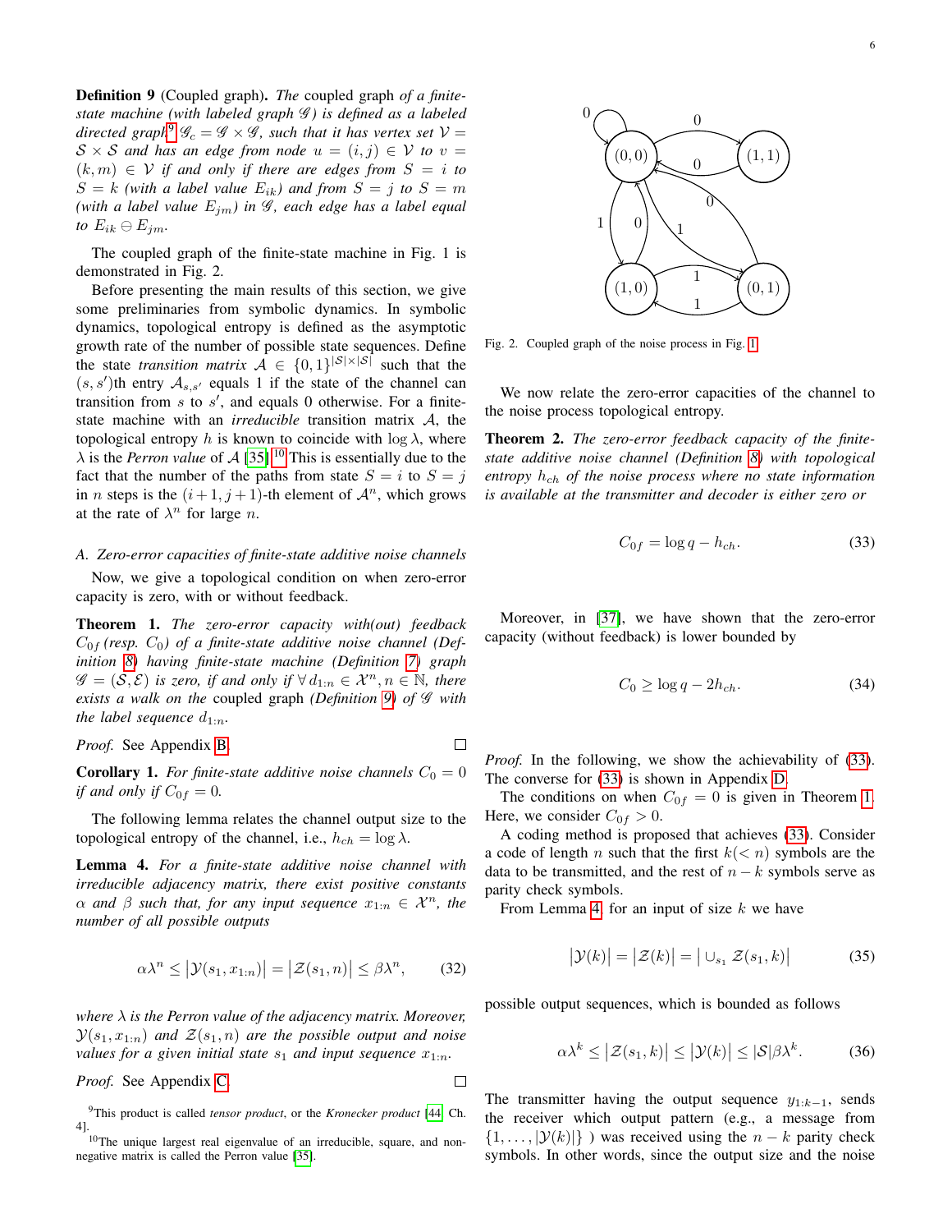**Definition 9** (Coupled graph). *The* coupled graph *of a finite-state machine (with labeled graph $\mathscr{G}$) is defined as a labeled directed graph*[9] $\mathscr{G}_c = \mathscr{G} \times \mathscr{G}$*, such that it has vertex set* $\mathcal{V} = \mathcal{S} \times \mathcal{S}$ *and has an edge from node* $u = (i,j) \in \mathcal{V}$ *to* $v = (k,m) \in \mathcal{V}$ *if and only if there are edges from* $S = i$ *to* $S = k$ *(with a label value* $E_{ik}$*) and from* $S = j$ *to* $S = m$ *(with a label value* $E_{jm}$*) in* $\mathscr{G}$*, each edge has a label equal to* $E_{ik} \ominus E_{jm}$*.*

The coupled graph of the finite-state machine in Fig. 1 is demonstrated in Fig. 2.

Fig. 2. Coupled graph of the noise process in Fig. 1

Before presenting the main results of this section, we give some preliminaries from symbolic dynamics. In symbolic dynamics, topological entropy is defined as the asymptotic growth rate of the number of possible state sequences. Define the state *transition matrix* $\mathcal{A} \in \{0,1\}^{|\mathcal{S}|\times|\mathcal{S}|}$ such that the $(s,s')$th entry $\mathcal{A}_{s,s'}$ equals 1 if the state of the channel can transition from $s$ to $s'$, and equals 0 otherwise. For a finite-state machine with an *irreducible* transition matrix $\mathcal{A}$, the topological entropy $h$ is known to coincide with $\log \lambda$, where $\lambda$ is the *Perron value* of $\mathcal{A}$ [35].[10] This is essentially due to the fact that the number of the paths from state $S = i$ to $S = j$ in $n$ steps is the $(i+1, j+1)$-th element of $\mathcal{A}^n$, which grows at the rate of $\lambda^n$ for large $n$.

### A. Zero-error capacities of finite-state additive noise channels

Now, we give a topological condition on when zero-error capacity is zero, with or without feedback.

**Theorem 1.** *The zero-error capacity with(out) feedback* $C_{0f}$ *(resp.* $C_0$*) of a finite-state additive noise channel (Definition 8) having finite-state machine (Definition 7) graph* $\mathscr{G} = (\mathcal{S}, \mathcal{E})$ *is zero, if and only if* $\forall\, d_{1:n} \in \mathcal{X}^n, n \in \mathbb{N}$*, there exists a walk on the* coupled graph *(Definition 9) of* $\mathscr{G}$ *with the label sequence* $d_{1:n}$*.*

*Proof.* See Appendix B. □

**Corollary 1.** *For finite-state additive noise channels* $C_0 = 0$ *if and only if* $C_{0f} = 0$*.*

The following lemma relates the channel output size to the topological entropy of the channel, i.e., $h_{ch} = \log \lambda$.

**Lemma 4.** *For a finite-state additive noise channel with irreducible adjacency matrix, there exist positive constants* $\alpha$ *and* $\beta$ *such that, for any input sequence* $x_{1:n} \in \mathcal{X}^n$*, the number of all possible outputs*

$$\alpha \lambda^n \leq \big|\mathcal{Y}(s_1, x_{1:n})\big| = \big|\mathcal{Z}(s_1, n)\big| \leq \beta \lambda^n, \tag{32}$$

*where* $\lambda$ *is the Perron value of the adjacency matrix. Moreover,* $\mathcal{Y}(s_1, x_{1:n})$ *and* $\mathcal{Z}(s_1, n)$ *are the possible output and noise values for a given initial state* $s_1$ *and input sequence* $x_{1:n}$*.*

*Proof.* See Appendix C. □

[9] This product is called *tensor product*, or the *Kronecker product* [44, Ch. 4].

[10] The unique largest real eigenvalue of an irreducible, square, and non-negative matrix is called the Perron value [35].

We now relate the zero-error capacities of the channel to the noise process topological entropy.

**Theorem 2.** *The zero-error feedback capacity of the finite-state additive noise channel (Definition 8) with topological entropy* $h_{ch}$ *of the noise process where no state information is available at the transmitter and decoder is either zero or*

$$C_{0f} = \log q - h_{ch}. \tag{33}$$

Moreover, in [37], we have shown that the zero-error capacity (without feedback) is lower bounded by

$$C_0 \geq \log q - 2h_{ch}. \tag{34}$$

*Proof.* In the following, we show the achievability of (33). The converse for (33) is shown in Appendix D.

The conditions on when $C_{0f} = 0$ is given in Theorem 1. Here, we consider $C_{0f} > 0$.

A coding method is proposed that achieves (33). Consider a code of length $n$ such that the first $k (< n)$ symbols are the data to be transmitted, and the rest of $n - k$ symbols serve as parity check symbols.

From Lemma 4, for an input of size $k$ we have

$$\big|\mathcal{Y}(k)\big| = \big|\mathcal{Z}(k)\big| = \big|\cup_{s_1} \mathcal{Z}(s_1, k)\big| \tag{35}$$

possible output sequences, which is bounded as follows

$$\alpha \lambda^k \leq \big|\mathcal{Z}(s_1, k)\big| \leq \big|\mathcal{Y}(k)\big| \leq |\mathcal{S}|\beta\lambda^k. \tag{36}$$

The transmitter having the output sequence $y_{1:k-1}$, sends the receiver which output pattern (e.g., a message from $\{1, \ldots, |\mathcal{Y}(k)|\}$ ) was received using the $n - k$ parity check symbols. In other words, since the output size and the noise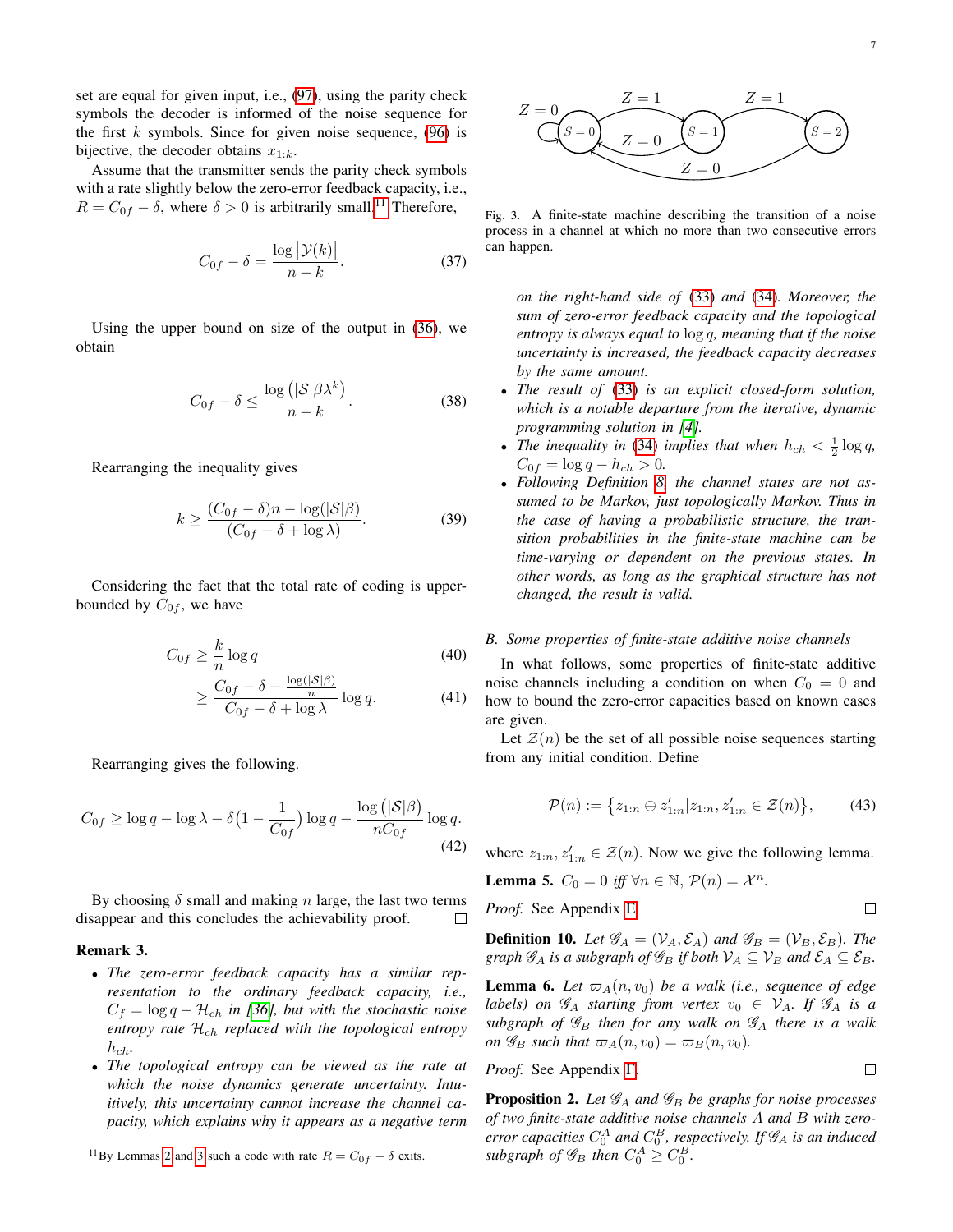set are equal for given input, i.e., (97), using the parity check symbols the decoder is informed of the noise sequence for the first $k$ symbols. Since for given noise sequence, (96) is bijective, the decoder obtains $x_{1:k}$.

Assume that the transmitter sends the parity check symbols with a rate slightly below the zero-error feedback capacity, i.e., $R = C_{0f} - \delta$, where $\delta > 0$ is arbitrarily small.[11] Therefore,

$$C_{0f} - \delta = \frac{\log \left|\mathcal{Y}(k)\right|}{n-k}. \tag{37}$$

Using the upper bound on size of the output in (36), we obtain

$$C_{0f} - \delta \leq \frac{\log \left(|\mathcal{S}|\beta\lambda^k\right)}{n-k}. \tag{38}$$

Rearranging the inequality gives

$$k \geq \frac{(C_{0f}-\delta)n - \log(|\mathcal{S}|\beta)}{(C_{0f}-\delta+\log\lambda)}. \tag{39}$$

Considering the fact that the total rate of coding is upper-bounded by $C_{0f}$, we have

$$\begin{aligned} C_{0f} &\geq \frac{k}{n}\log q \qquad (40)\\ &\geq \frac{C_{0f} - \delta - \frac{\log(|\mathcal{S}|\beta)}{n}}{C_{0f}-\delta+\log\lambda}\log q. \qquad (41)\end{aligned}$$

Rearranging gives the following.

$$C_{0f} \geq \log q - \log\lambda - \delta\big(1 - \frac{1}{C_{0f}}\big)\log q - \frac{\log\left(|\mathcal{S}|\beta\right)}{nC_{0f}}\log q. \tag{42}$$

By choosing $\delta$ small and making $n$ large, the last two terms disappear and this concludes the achievability proof. □

**Remark 3.**

- *The zero-error feedback capacity has a similar representation to the ordinary feedback capacity, i.e., $C_f = \log q - \mathcal{H}_{ch}$ in [36], but with the stochastic noise entropy rate $\mathcal{H}_{ch}$ replaced with the topological entropy $h_{ch}$.*
- *The topological entropy can be viewed as the rate at which the noise dynamics generate uncertainty. Intuitively, this uncertainty cannot increase the channel capacity, which explains why it appears as a negative term on the right-hand side of (33) and (34). Moreover, the sum of zero-error feedback capacity and the topological entropy is always equal to $\log q$, meaning that if the noise uncertainty is increased, the feedback capacity decreases by the same amount.*
- *The result of (33) is an explicit closed-form solution, which is a notable departure from the iterative, dynamic programming solution in [4].*
- *The inequality in (34) implies that when $h_{ch} < \frac{1}{2}\log q$, $C_{0f} = \log q - h_{ch} > 0$.*
- *Following Definition 8, the channel states are not assumed to be Markov, just topologically Markov. Thus in the case of having a probabilistic structure, the transition probabilities in the finite-state machine can be time-varying or dependent on the previous states. In other words, as long as the graphical structure has not changed, the result is valid.*

[11] By Lemmas 2 and 3 such a code with rate $R = C_{0f} - \delta$ exits.

Fig. 3. A finite-state machine describing the transition of a noise process in a channel at which no more than two consecutive errors can happen.

### B. Some properties of finite-state additive noise channels

In what follows, some properties of finite-state additive noise channels including a condition on when $C_0 = 0$ and how to bound the zero-error capacities based on known cases are given.

Let $\mathcal{Z}(n)$ be the set of all possible noise sequences starting from any initial condition. Define

$$\mathcal{P}(n) := \left\{z_{1:n} \ominus z'_{1:n} | z_{1:n}, z'_{1:n} \in \mathcal{Z}(n)\right\}, \tag{43}$$

where $z_{1:n}, z'_{1:n} \in \mathcal{Z}(n)$. Now we give the following lemma.

**Lemma 5.** *$C_0 = 0$ iff $\forall n \in \mathbb{N}$, $\mathcal{P}(n) = \mathcal{X}^n$.*

*Proof.* See Appendix E. □

**Definition 10.** *Let $\mathscr{G}_A = (\mathcal{V}_A, \mathcal{E}_A)$ and $\mathscr{G}_B = (\mathcal{V}_B, \mathcal{E}_B)$. The graph $\mathscr{G}_A$ is a subgraph of $\mathscr{G}_B$ if both $\mathcal{V}_A \subseteq \mathcal{V}_B$ and $\mathcal{E}_A \subseteq \mathcal{E}_B$.*

**Lemma 6.** *Let $\varpi_A(n, v_0)$ be a walk (i.e., sequence of edge labels) on $\mathscr{G}_A$ starting from vertex $v_0 \in \mathcal{V}_A$. If $\mathscr{G}_A$ is a subgraph of $\mathscr{G}_B$ then for any walk on $\mathscr{G}_A$ there is a walk on $\mathscr{G}_B$ such that $\varpi_A(n, v_0) = \varpi_B(n, v_0)$.*

*Proof.* See Appendix F. □

**Proposition 2.** *Let $\mathscr{G}_A$ and $\mathscr{G}_B$ be graphs for noise processes of two finite-state additive noise channels $A$ and $B$ with zero-error capacities $C_0^A$ and $C_0^B$, respectively. If $\mathscr{G}_A$ is an induced subgraph of $\mathscr{G}_B$ then $C_0^A \geq C_0^B$.*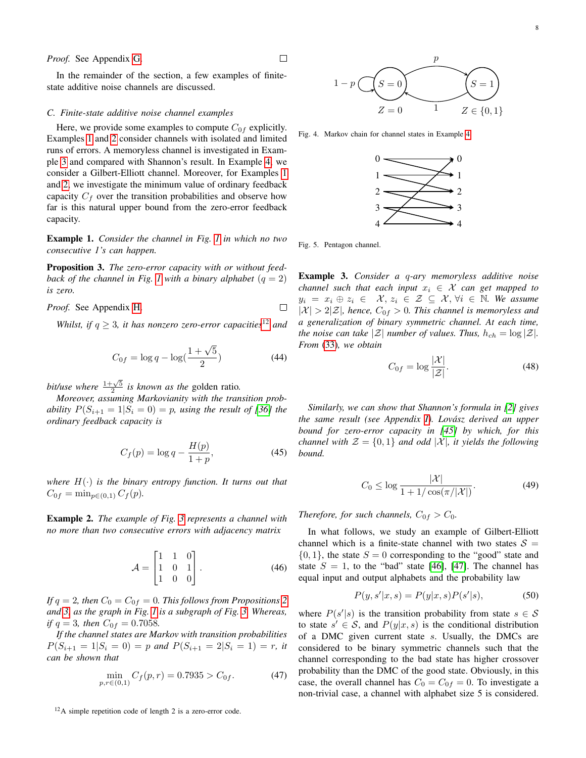*Proof.* See Appendix G. □

In the remainder of the section, a few examples of finite-state additive noise channels are discussed.

### C. Finite-state additive noise channel examples

Here, we provide some examples to compute $C_{0f}$ explicitly. Examples 1 and 2 consider channels with isolated and limited runs of errors. A memoryless channel is investigated in Example 3 and compared with Shannon's result. In Example 4, we consider a Gilbert-Elliott channel. Moreover, for Examples 1 and 2, we investigate the minimum value of ordinary feedback capacity $C_f$ over the transition probabilities and observe how far is this natural upper bound from the zero-error feedback capacity.

**Example 1.** *Consider the channel in Fig. 1 in which no two consecutive 1's can happen.*

**Proposition 3.** *The zero-error capacity with or without feedback of the channel in Fig. 1 with a binary alphabet ($q = 2$) is zero.*

*Proof.* See Appendix H. □

*Whilst, if $q \geq 3$, it has nonzero zero-error capacities*[12] *and*

$$C_{0f} = \log q - \log(\frac{1+\sqrt{5}}{2}) \tag{44}$$

*bit/use where $\frac{1+\sqrt{5}}{2}$ is known as the* golden ratio*.*

*Moreover, assuming Markovianity with the transition probability $P(S_{i+1} = 1|S_i = 0) = p$, using the result of [36] the ordinary feedback capacity is*

$$C_f(p) = \log q - \frac{H(p)}{1+p}, \tag{45}$$

*where $H(\cdot)$ is the binary entropy function. It turns out that $C_{0f} = \min_{p\in(0,1)} C_f(p)$.*

**Example 2.** *The example of Fig. 3 represents a channel with no more than two consecutive errors with adjacency matrix*

$$\mathcal{A} = \begin{bmatrix} 1 & 1 & 0 \\ 1 & 0 & 1 \\ 1 & 0 & 0 \end{bmatrix}. \tag{46}$$

*If $q = 2$, then $C_0 = C_{0f} = 0$. This follows from Propositions 2 and 3 as the graph in Fig. 1 is a subgraph of Fig. 3. Whereas, if $q = 3$, then $C_{0f} = 0.7058$.*

*If the channel states are Markov with transition probabilities $P(S_{i+1} = 1|S_i = 0) = p$ and $P(S_{i+1} = 2|S_i = 1) = r$, it can be shown that*

$$\min_{p,r\in(0,1)} C_f(p, r) = 0.7935 > C_{0f}. \tag{47}$$

[12] A simple repetition code of length 2 is a zero-error code.

Fig. 4. Markov chain for channel states in Example 4.

Fig. 5. Pentagon channel.

**Example 3.** *Consider a $q$-ary memoryless additive noise channel such that each input $x_i \in \mathcal{X}$ can get mapped to $y_i = x_i \oplus z_i \in \mathcal{X}$, $z_i \in \mathcal{Z} \subseteq \mathcal{X}, \forall i \in \mathbb{N}$. We assume $|\mathcal{X}| > 2|\mathcal{Z}|$, hence, $C_{0f} > 0$. This channel is memoryless and a generalization of binary symmetric channel. At each time, the noise can take $|\mathcal{Z}|$ number of values. Thus, $h_{ch} = \log|\mathcal{Z}|$. From (33), we obtain*

$$C_{0f} = \log\frac{|\mathcal{X}|}{|\mathcal{Z}|}. \tag{48}$$

*Similarly, we can show that Shannon's formula in [2] gives the same result (see Appendix I). Lovász derived an upper bound for zero-error capacity in [45] by which, for this channel with $\mathcal{Z} = \{0, 1\}$ and odd $|\mathcal{X}|$, it yields the following bound.*

$$C_0 \leq \log\frac{|\mathcal{X}|}{1 + 1/\cos(\pi/|\mathcal{X}|)}. \tag{49}$$

*Therefore, for such channels, $C_{0f} > C_0$.*

In what follows, we study an example of Gilbert-Elliott channel which is a finite-state channel with two states $\mathcal{S} = \{0, 1\}$, the state $S = 0$ corresponding to the "good" state and state $S = 1$, to the "bad" state [46], [47]. The channel has equal input and output alphabets and the probability law

$$P(y, s'|x, s) = P(y|x, s)P(s'|s), \tag{50}$$

where $P(s'|s)$ is the transition probability from state $s \in \mathcal{S}$ to state $s' \in \mathcal{S}$, and $P(y|x, s)$ is the conditional distribution of a DMC given current state $s$. Usually, the DMCs are considered to be binary symmetric channels such that the channel corresponding to the bad state has higher crossover probability than the DMC of the good state. Obviously, in this case, the overall channel has $C_0 = C_{0f} = 0$. To investigate a non-trivial case, a channel with alphabet size 5 is considered.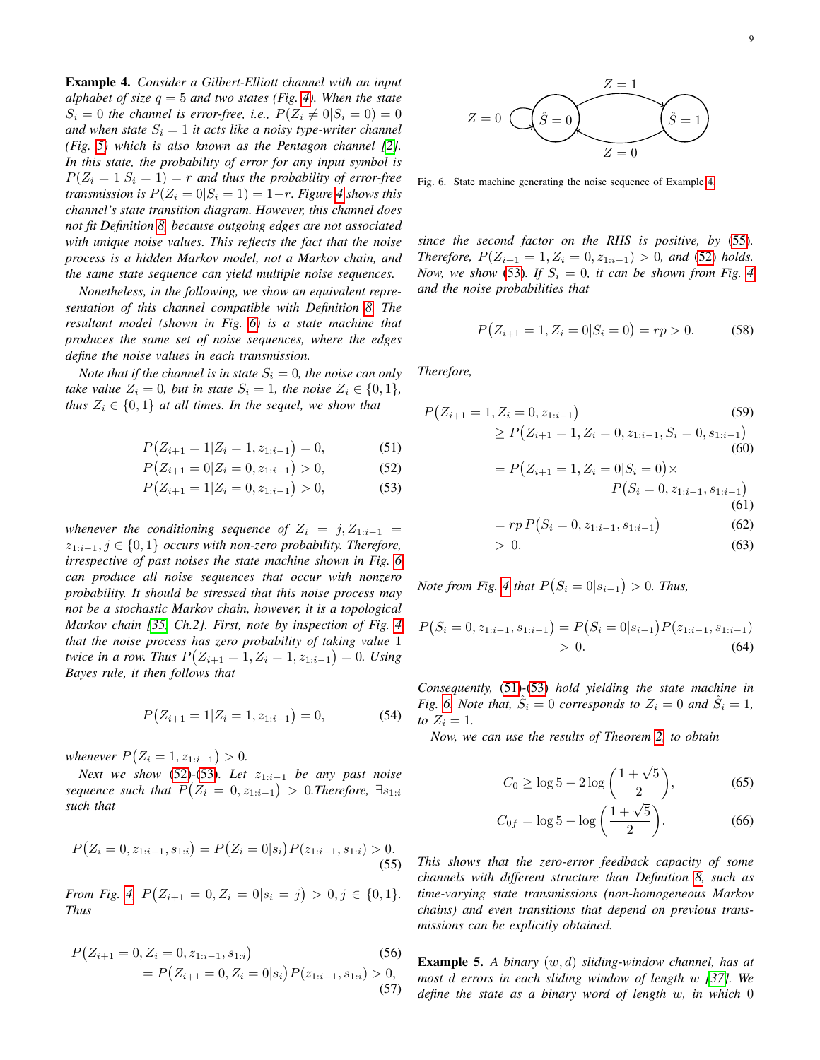**Example 4.** *Consider a Gilbert-Elliott channel with an input alphabet of size $q = 5$ and two states (Fig. 4). When the state $S_i = 0$ the channel is error-free, i.e., $P(Z_i \neq 0|S_i = 0) = 0$ and when state $S_i = 1$ it acts like a noisy type-writer channel (Fig. 5) which is also known as the Pentagon channel [2]. In this state, the probability of error for any input symbol is $P(Z_i = 1|S_i = 1) = r$ and thus the probability of error-free transmission is $P(Z_i = 0|S_i = 1) = 1-r$. Figure 4 shows this channel's state transition diagram. However, this channel does not fit Definition 8 because outgoing edges are not associated with unique noise values. This reflects the fact that the noise process is a hidden Markov model, not a Markov chain, and the same state sequence can yield multiple noise sequences.*

*Nonetheless, in the following, we show an equivalent representation of this channel compatible with Definition 8. The resultant model (shown in Fig. 6) is a state machine that produces the same set of noise sequences, where the edges define the noise values in each transmission.*

*Note that if the channel is in state $S_i = 0$, the noise can only take value $Z_i = 0$, but in state $S_i = 1$, the noise $Z_i \in \{0, 1\}$, thus $Z_i \in \{0, 1\}$ at all times. In the sequel, we show that*

$$P\big(Z_{i+1} = 1|Z_i = 1, z_{1:i-1}\big) = 0, \tag{51}$$

$$P\big(Z_{i+1} = 0|Z_i = 0, z_{1:i-1}\big) > 0, \tag{52}$$

$$P\big(Z_{i+1} = 1|Z_i = 0, z_{1:i-1}\big) > 0, \tag{53}$$

*whenever the conditioning sequence of $Z_i = j, Z_{1:i-1} = z_{1:i-1}, j \in \{0, 1\}$ occurs with non-zero probability. Therefore, irrespective of past noises the state machine shown in Fig. 6 can produce all noise sequences that occur with nonzero probability. It should be stressed that this noise process may not be a stochastic Markov chain, however, it is a topological Markov chain [35, Ch.2]. First, note by inspection of Fig. 4 that the noise process has zero probability of taking value 1 twice in a row. Thus $P\big(Z_{i+1} = 1, Z_i = 1, z_{1:i-1}\big) = 0$. Using Bayes rule, it then follows that*

$$P\big(Z_{i+1} = 1|Z_i = 1, z_{1:i-1}\big) = 0, \tag{54}$$

*whenever $P\big(Z_i = 1, z_{1:i-1}\big) > 0$.*

*Next we show (52)-(53). Let $z_{1:i-1}$ be any past noise sequence such that $P\big(Z_i = 0, z_{1:i-1}\big) > 0$.Therefore, $\exists s_{1:i}$ such that*

$$P\big(Z_i = 0, z_{1:i-1}, s_{1:i}\big) = P\big(Z_i = 0|s_i\big)P\big(z_{1:i-1}, s_{1:i}\big) > 0. \tag{55}$$

*From Fig. 4 $P\big(Z_{i+1} = 0, Z_i = 0|s_i = j\big) > 0, j \in \{0, 1\}$. Thus*

$$\begin{aligned} &P\big(Z_{i+1} = 0, Z_i = 0, z_{1:i-1}, s_{1:i}\big) &(56)\\ &\quad = P\big(Z_{i+1} = 0, Z_i = 0|s_i\big)P\big(z_{1:i-1}, s_{1:i}\big) > 0, &(57)\end{aligned}$$

Z = 1

Z = 0 $\hat{S} = 0$ $\hat{S} = 1$

Z = 0

Fig. 6. State machine generating the noise sequence of Example 4.

*since the second factor on the RHS is positive, by (55). Therefore, $P\big(Z_{i+1} = 1, Z_i = 0, z_{1:i-1}\big) > 0$, and (52) holds. Now, we show (53). If $S_i = 0$, it can be shown from Fig. 4 and the noise probabilities that*

$$P\big(Z_{i+1} = 1, Z_i = 0|S_i = 0\big) = rp > 0. \tag{58}$$

*Therefore,*

$$\begin{aligned} &P\big(Z_{i+1} = 1, Z_i = 0, z_{1:i-1}\big) &(59)\\ &\quad \geq P\big(Z_{i+1} = 1, Z_i = 0, z_{1:i-1}, S_i = 0, s_{1:i-1}\big) &(60)\\ &\quad = P\big(Z_{i+1} = 1, Z_i = 0|S_i = 0\big)\times \\ &\qquad\qquad P\big(S_i = 0, z_{1:i-1}, s_{1:i-1}\big) &(61)\\ &\quad = rp\, P\big(S_i = 0, z_{1:i-1}, s_{1:i-1}\big) &(62)\\ &\quad > 0. &(63)\end{aligned}$$

*Note from Fig. 4 that $P\big(S_i = 0|s_{i-1}\big) > 0$. Thus,*

$$\begin{aligned} P\big(S_i = 0, z_{1:i-1}, s_{1:i-1}\big) &= P\big(S_i = 0|s_{i-1}\big)P\big(z_{1:i-1}, s_{1:i-1}\big)\\ &> 0. \end{aligned} \tag{64}$$

*Consequently, (51)-(53) hold yielding the state machine in Fig. 6. Note that, $\hat{S}_i = 0$ corresponds to $Z_i = 0$ and $\hat{S}_i = 1$, to $Z_i = 1$.*

*Now, we can use the results of Theorem 2, to obtain*

$$C_0 \geq \log 5 - 2\log\left(\frac{1+\sqrt{5}}{2}\right), \tag{65}$$

$$C_{0f} = \log 5 - \log\left(\frac{1+\sqrt{5}}{2}\right). \tag{66}$$

*This shows that the zero-error feedback capacity of some channels with different structure than Definition 8, such as time-varying state transmissions (non-homogeneous Markov chains) and even transitions that depend on previous transmissions can be explicitly obtained.*

**Example 5.** *A binary $(w, d)$ sliding-window channel, has at most $d$ errors in each sliding window of length $w$ [37]. We define the state as a binary word of length $w$, in which 0*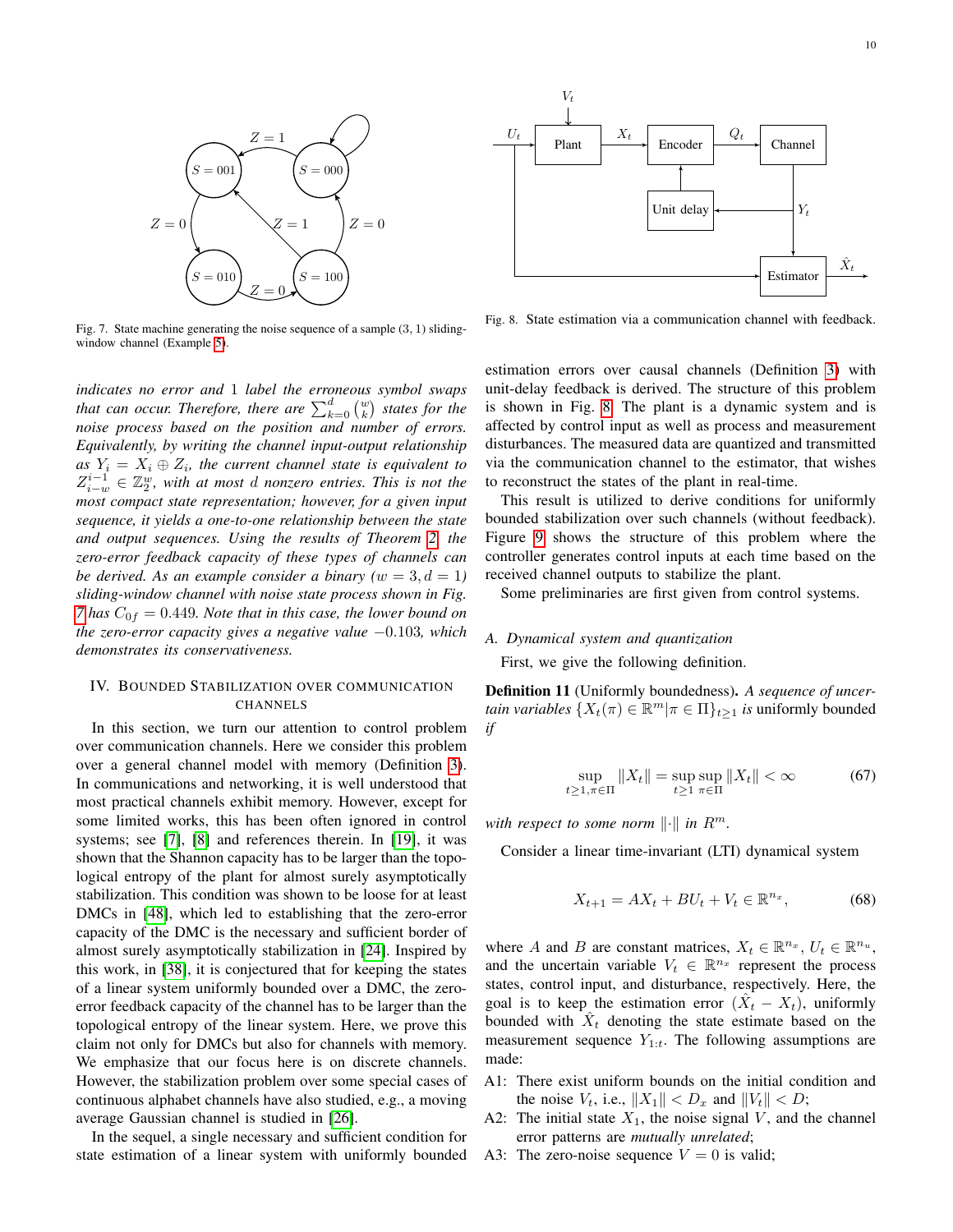Fig. 7. State machine generating the noise sequence of a sample $(3,1)$ sliding-window channel (Example 5).

*indicates no error and 1 label the erroneous symbol swaps that can occur. Therefore, there are $\sum_{k=0}^{d}\binom{w}{k}$ states for the noise process based on the position and number of errors. Equivalently, by writing the channel input-output relationship as $Y_i = X_i \oplus Z_i$, the current channel state is equivalent to $Z_{i-w}^{i-1} \in \mathbb{Z}_2^w$, with at most $d$ nonzero entries. This is not the most compact state representation; however, for a given input sequence, it yields a one-to-one relationship between the state and output sequences. Using the results of Theorem 2, the zero-error feedback capacity of these types of channels can be derived. As an example consider a binary ($w = 3, d = 1$) sliding-window channel with noise state process shown in Fig. 7 has $C_{0f} = 0.449$. Note that in this case, the lower bound on the zero-error capacity gives a negative value $-0.103$, which demonstrates its conservativeness.*

## IV. Bounded Stabilization over Communication Channels

In this section, we turn our attention to control problem over communication channels. Here we consider this problem over a general channel model with memory (Definition 3). In communications and networking, it is well understood that most practical channels exhibit memory. However, except for some limited works, this has been often ignored in control systems; see [7], [8] and references therein. In [19], it was shown that the Shannon capacity has to be larger than the topological entropy of the plant for almost surely asymptotically stabilization. This condition was shown to be loose for at least DMCs in [48], which led to establishing that the zero-error capacity of the DMC is the necessary and sufficient border of almost surely asymptotically stabilization in [24]. Inspired by this work, in [38], it is conjectured that for keeping the states of a linear system uniformly bounded over a DMC, the zero-error feedback capacity of the channel has to be larger than the topological entropy of the linear system. Here, we prove this claim not only for DMCs but also for channels with memory. We emphasize that our focus here is on discrete channels. However, the stabilization problem over some special cases of continuous alphabet channels have also studied, e.g., a moving average Gaussian channel is studied in [26].

In the sequel, a single necessary and sufficient condition for state estimation of a linear system with uniformly bounded estimation errors over causal channels (Definition 3) with unit-delay feedback is derived. The structure of this problem is shown in Fig. 8. The plant is a dynamic system and is affected by control input as well as process and measurement disturbances. The measured data are quantized and transmitted via the communication channel to the estimator, that wishes to reconstruct the states of the plant in real-time.

Fig. 8. State estimation via a communication channel with feedback.

This result is utilized to derive conditions for uniformly bounded stabilization over such channels (without feedback). Figure 9 shows the structure of this problem where the controller generates control inputs at each time based on the received channel outputs to stabilize the plant.

Some preliminaries are first given from control systems.

### A. Dynamical system and quantization

First, we give the following definition.

**Definition 11** (Uniformly boundedness)**.** *A sequence of uncertain variables $\{X_t(\pi) \in \mathbb{R}^m | \pi \in \Pi\}_{t\geq 1}$ is* uniformly bounded *if*

$$\sup_{t\geq 1, \pi\in\Pi} \|X_t\| = \sup_{t\geq 1} \sup_{\pi\in\Pi} \|X_t\| < \infty \tag{67}$$

*with respect to some norm $\|\cdot\|$ in $R^m$.*

Consider a linear time-invariant (LTI) dynamical system

$$X_{t+1} = AX_t + BU_t + V_t \in \mathbb{R}^{n_x}, \tag{68}$$

where $A$ and $B$ are constant matrices, $X_t \in \mathbb{R}^{n_x}$, $U_t \in \mathbb{R}^{n_u}$, and the uncertain variable $V_t \in \mathbb{R}^{n_x}$ represent the process states, control input, and disturbance, respectively. Here, the goal is to keep the estimation error $(\hat{X}_t - X_t)$, uniformly bounded with $\hat{X}_t$ denoting the state estimate based on the measurement sequence $Y_{1:t}$. The following assumptions are made:

- A1: There exist uniform bounds on the initial condition and the noise $V_t$, i.e., $\|X_1\| < D_x$ and $\|V_t\| < D$;
- A2: The initial state $X_1$, the noise signal $V$, and the channel error patterns are *mutually unrelated*;
- A3: The zero-noise sequence $V = 0$ is valid;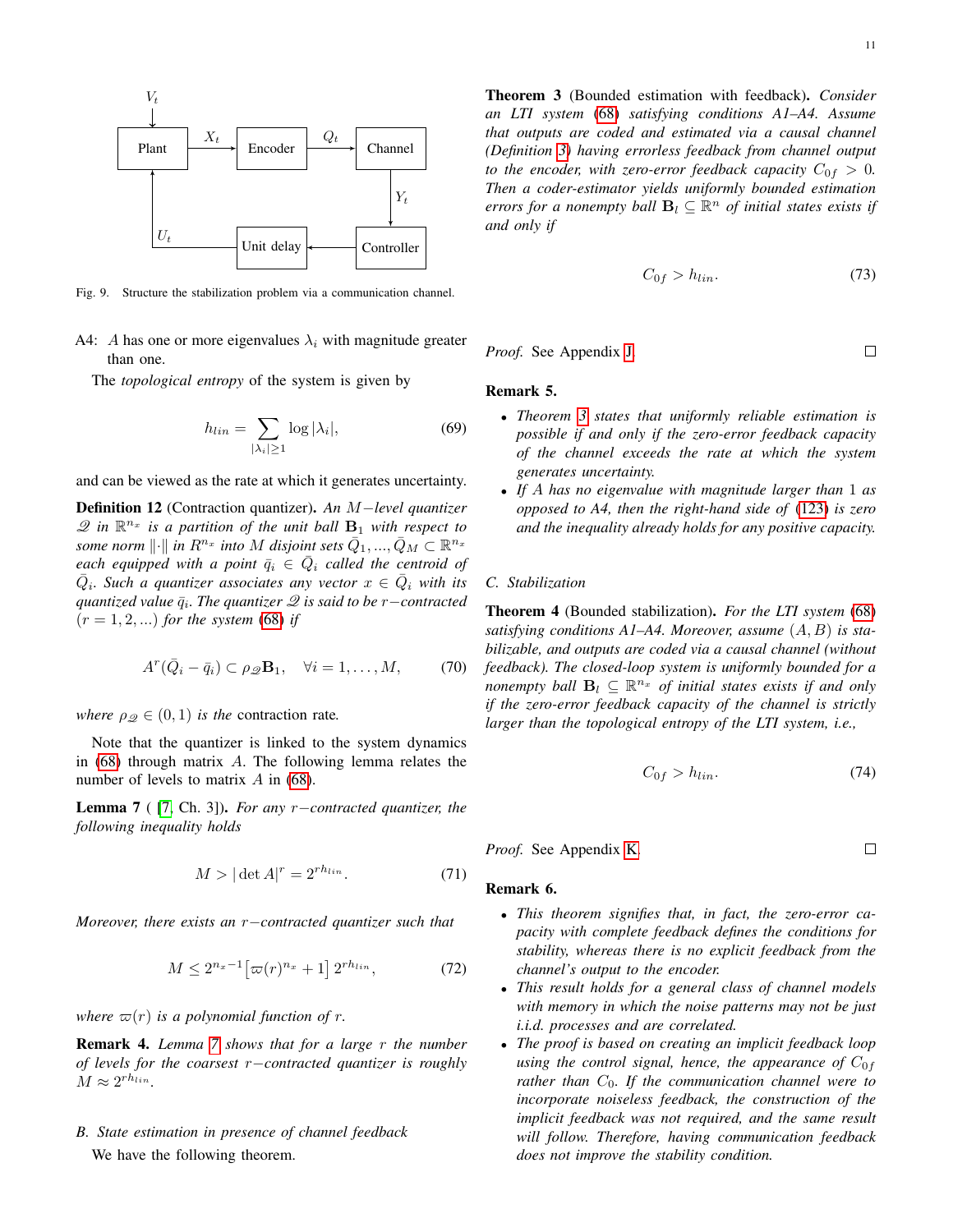Fig. 9. Structure the stabilization problem via a communication channel.

A4: $A$ has one or more eigenvalues $\lambda_i$ with magnitude greater than one.

The *topological entropy* of the system is given by

$$h_{lin} = \sum_{|\lambda_i| \geq 1} \log |\lambda_i|, \tag{69}$$

and can be viewed as the rate at which it generates uncertainty.

**Definition 12** (Contraction quantizer)**.** *An $M-$level quantizer $\mathscr{Q}$ in $\mathbb{R}^{n_x}$ is a partition of the unit ball $\mathbf{B}_1$ with respect to some norm $\|\cdot\|$ in $R^{n_x}$ into $M$ disjoint sets $\bar{Q}_1, ..., \bar{Q}_M \subset \mathbb{R}^{n_x}$ each equipped with a point $\bar{q}_i \in \bar{Q}_i$ called the centroid of $\bar{Q}_i$. Such a quantizer associates any vector $x \in \bar{Q}_i$ with its quantized value $\bar{q}_i$. The quantizer $\mathscr{Q}$ is said to be $r-$contracted ($r = 1, 2, ...$) for the system (68) if*

$$A^r(\bar{Q}_i - \bar{q}_i) \subset \rho_{\mathscr{Q}} \mathbf{B}_1, \quad \forall i = 1, \ldots, M, \tag{70}$$

*where $\rho_{\mathscr{Q}} \in (0, 1)$ is the* contraction rate*.*

Note that the quantizer is linked to the system dynamics in (68) through matrix $A$. The following lemma relates the number of levels to matrix $A$ in (68).

**Lemma 7** ( [7, Ch. 3])**.** *For any $r-$contracted quantizer, the following inequality holds*

$$M > |\det A|^r = 2^{r h_{lin}}. \tag{71}$$

*Moreover, there exists an $r-$contracted quantizer such that*

$$M \leq 2^{n_x - 1} \left[ \varpi(r)^{n_x} + 1 \right] 2^{r h_{lin}}, \tag{72}$$

*where $\varpi(r)$ is a polynomial function of $r$.*

**Remark 4.** *Lemma 7 shows that for a large $r$ the number of levels for the coarsest $r-$contracted quantizer is roughly $M \approx 2^{r h_{lin}}$.*

### B. State estimation in presence of channel feedback

We have the following theorem.

**Theorem 3** (Bounded estimation with feedback)**.** *Consider an LTI system (68) satisfying conditions A1–A4. Assume that outputs are coded and estimated via a causal channel (Definition 3) having errorless feedback from channel output to the encoder, with zero-error feedback capacity $C_{0f} > 0$. Then a coder-estimator yields uniformly bounded estimation errors for a nonempty ball $\mathbf{B}_l \subseteq \mathbb{R}^n$ of initial states exists if and only if*

$$C_{0f} > h_{lin}. \tag{73}$$

*Proof.* See Appendix J. □

**Remark 5.**

- *Theorem 3 states that uniformly reliable estimation is possible if and only if the zero-error feedback capacity of the channel exceeds the rate at which the system generates uncertainty.*
- *If $A$ has no eigenvalue with magnitude larger than 1 as opposed to A4, then the right-hand side of (123) is zero and the inequality already holds for any positive capacity.*

### C. Stabilization

**Theorem 4** (Bounded stabilization)**.** *For the LTI system (68) satisfying conditions A1–A4. Moreover, assume $(A, B)$ is stabilizable, and outputs are coded via a causal channel (without feedback). The closed-loop system is uniformly bounded for a nonempty ball $\mathbf{B}_l \subseteq \mathbb{R}^{n_x}$ of initial states exists if and only if the zero-error feedback capacity of the channel is strictly larger than the topological entropy of the LTI system, i.e.,*

$$C_{0f} > h_{lin}. \tag{74}$$

*Proof.* See Appendix K. □

**Remark 6.**

- *This theorem signifies that, in fact, the zero-error capacity with complete feedback defines the conditions for stability, whereas there is no explicit feedback from the channel's output to the encoder.*
- *This result holds for a general class of channel models with memory in which the noise patterns may not be just i.i.d. processes and are correlated.*
- *The proof is based on creating an implicit feedback loop using the control signal, hence, the appearance of $C_{0f}$ rather than $C_0$. If the communication channel were to incorporate noiseless feedback, the construction of the implicit feedback was not required, and the same result will follow. Therefore, having communication feedback does not improve the stability condition.*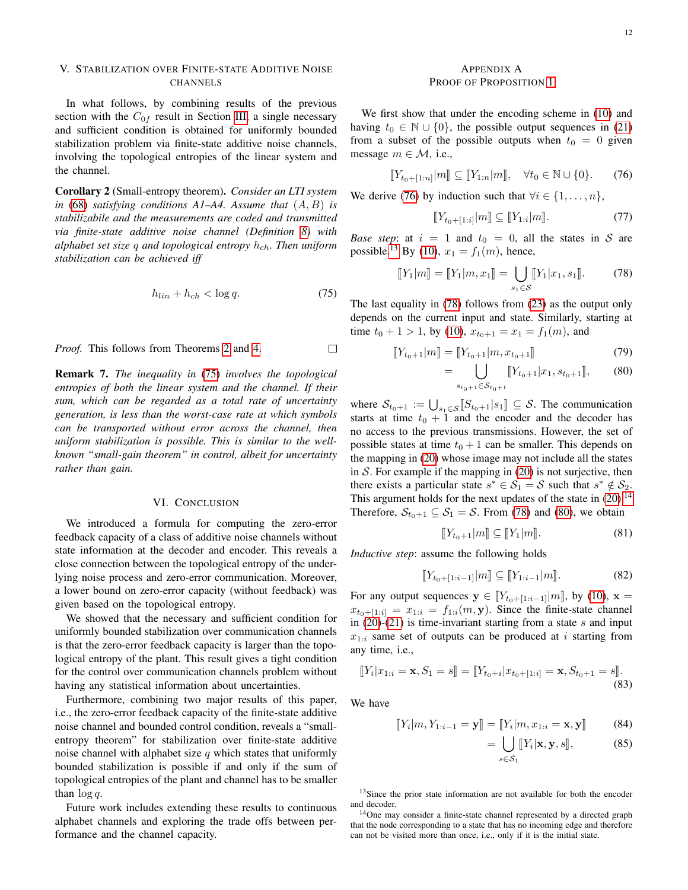## V. Stabilization over Finite-state Additive Noise Channels

In what follows, by combining results of the previous section with the $C_{0f}$ result in Section III, a single necessary and sufficient condition is obtained for uniformly bounded stabilization problem via finite-state additive noise channels, involving the topological entropies of the linear system and the channel.

**Corollary 2** (Small-entropy theorem). *Consider an LTI system in (68) satisfying conditions A1–A4. Assume that $(A, B)$ is stabilizable and the measurements are coded and transmitted via finite-state additive noise channel (Definition 8) with alphabet set size $q$ and topological entropy $h_{ch}$. Then uniform stabilization can be achieved iff*

$$h_{lin} + h_{ch} < \log q. \tag{75}$$

*Proof.* This follows from Theorems 2 and 4. □

**Remark 7.** *The inequality in (75) involves the topological entropies of both the linear system and the channel. If their sum, which can be regarded as a total rate of uncertainty generation, is less than the worst-case rate at which symbols can be transported without error across the channel, then uniform stabilization is possible. This is similar to the well-known "small-gain theorem" in control, albeit for uncertainty rather than gain.*

## VI. Conclusion

We introduced a formula for computing the zero-error feedback capacity of a class of additive noise channels without state information at the decoder and encoder. This reveals a close connection between the topological entropy of the underlying noise process and zero-error communication. Moreover, a lower bound on zero-error capacity (without feedback) was given based on the topological entropy.

We showed that the necessary and sufficient condition for uniformly bounded stabilization over communication channels is that the zero-error feedback capacity is larger than the topological entropy of the plant. This result gives a tight condition for the control over communication channels problem without having any statistical information about uncertainties.

Furthermore, combining two major results of this paper, i.e., the zero-error feedback capacity of the finite-state additive noise channel and bounded control condition, reveals a "small-entropy theorem" for stabilization over finite-state additive noise channel with alphabet size $q$ which states that uniformly bounded stabilization is possible if and only if the sum of topological entropies of the plant and channel has to be smaller than $\log q$.

Future work includes extending these results to continuous alphabet channels and exploring the trade offs between performance and the channel capacity.

## Appendix A
## Proof of Proposition 1

We first show that under the encoding scheme in (10) and having $t_0 \in \mathbb{N} \cup \{0\}$, the possible output sequences in (21) from a subset of the possible outputs when $t_0 = 0$ given message $m \in \mathcal{M}$, i.e.,

$$[\![Y_{t_0+[1:n]}|m]\!] \subseteq [\![Y_{1:n}|m]\!], \quad \forall t_0 \in \mathbb{N} \cup \{0\}. \tag{76}$$

We derive (76) by induction such that $\forall i \in \{1, \ldots, n\}$,

$$[\![Y_{t_0+[1:i]}|m]\!] \subseteq [\![Y_{1:i}|m]\!]. \tag{77}$$

*Base step*: at $i = 1$ and $t_0 = 0$, all the states in $\mathcal{S}$ are possible.[13] By (10), $x_1 = f_1(m)$, hence,

$$[\![Y_1|m]\!] = [\![Y_1|m, x_1]\!] = \bigcup_{s_1 \in \mathcal{S}} [\![Y_1|x_1, s_1]\!]. \tag{78}$$

The last equality in (78) follows from (23) as the output only depends on the current input and state. Similarly, starting at time $t_0 + 1 > 1$, by (10), $x_{t_0+1} = x_1 = f_1(m)$, and

$$[\![Y_{t_0+1}|m]\!] = [\![Y_{t_0+1}|m, x_{t_0+1}]\!] \tag{79}$$
$$= \bigcup_{s_{t_0+1} \in \mathcal{S}_{t_0+1}} [\![Y_{t_0+1}|x_1, s_{t_0+1}]\!], \tag{80}$$

where $\mathcal{S}_{t_0+1} := \bigcup_{s_1 \in \mathcal{S}} [\![S_{t_0+1}|s_1]\!] \subseteq \mathcal{S}$. The communication starts at time $t_0 + 1$ and the encoder and the decoder has no access to the previous transmissions. However, the set of possible states at time $t_0 + 1$ can be smaller. This depends on the mapping in (20) whose image may not include all the states in $\mathcal{S}$. For example if the mapping in (20) is not surjective, then there exists a particular state $s^* \in \mathcal{S}_1 = \mathcal{S}$ such that $s^* \notin \mathcal{S}_2$. This argument holds for the next updates of the state in (20).[14] Therefore, $\mathcal{S}_{t_0+1} \subseteq \mathcal{S}_1 = \mathcal{S}$. From (78) and (80), we obtain

$$[\![Y_{t_0+1}|m]\!] \subseteq [\![Y_1|m]\!]. \tag{81}$$

*Inductive step*: assume the following holds

$$[\![Y_{t_0+[1:i-1]}|m]\!] \subseteq [\![Y_{1:i-1}|m]\!]. \tag{82}$$

For any output sequences $\mathbf{y} \in [\![Y_{t_0+[1:i-1]}|m]\!]$, by (10), $\mathbf{x} = x_{t_0+[1:i]} = x_{1:i} = f_{1:i}(m, \mathbf{y})$. Since the finite-state channel in (20)-(21) is time-invariant starting from a state $s$ and input $x_{1:i}$ same set of outputs can be produced at $i$ starting from any time, i.e.,

$$[\![Y_i|x_{1:i} = \mathbf{x}, S_1 = s]\!] = [\![Y_{t_0+i}|x_{t_0+[1:i]} = \mathbf{x}, S_{t_0+1} = s]\!]. \tag{83}$$

We have

$$[\![Y_i|m, Y_{1:i-1} = \mathbf{y}]\!] = [\![Y_i|m, x_{1:i} = \mathbf{x}, \mathbf{y}]\!] \tag{84}$$
$$= \bigcup_{s \in \bar{\mathcal{S}}_1} [\![Y_i|\mathbf{x}, \mathbf{y}, s]\!], \tag{85}$$

[13] Since the prior state information are not available for both the encoder and decoder.

[14] One may consider a finite-state channel represented by a directed graph that the node corresponding to a state that has no incoming edge and therefore can not be visited more than once, i.e., only if it is the initial state.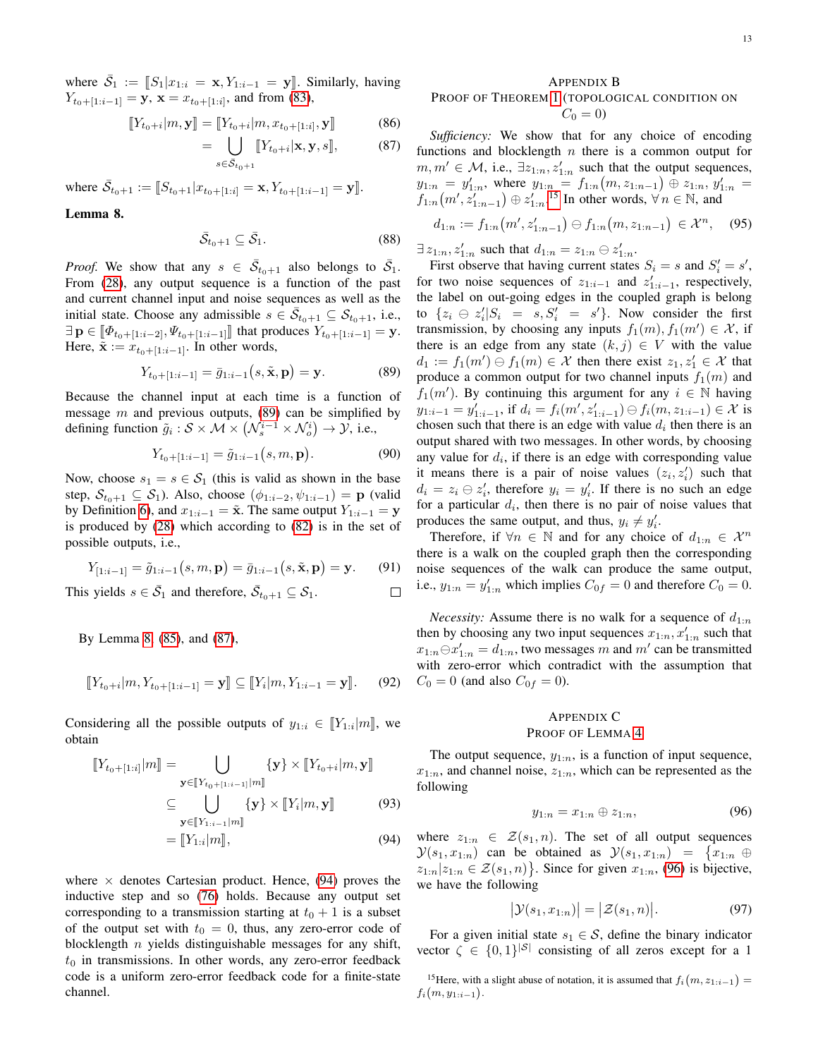where $\bar{\mathcal{S}}_1 := [\![S_1|x_{1:i} = \mathbf{x}, Y_{1:i-1} = \mathbf{y}]\!]$. Similarly, having $Y_{t_0+[1:i-1]} = \mathbf{y}$, $\mathbf{x} = x_{t_0+[1:i]}$, and from (83),

$$[\![Y_{t_0+i}|m, \mathbf{y}]\!] = [\![Y_{t_0+i}|m, x_{t_0+[1:i]}, \mathbf{y}]\!] \quad (86)$$

$$= \bigcup_{s \in \bar{\mathcal{S}}_{t_0+1}} [\![Y_{t_0+i}|\mathbf{x}, \mathbf{y}, s]\!], \quad (87)$$

where $\bar{\mathcal{S}}_{t_0+1} := [\![S_{t_0+1}|x_{t_0+[1:i]} = \mathbf{x}, Y_{t_0+[1:i-1]} = \mathbf{y}]\!]$.

**Lemma 8.**

$$\bar{\mathcal{S}}_{t_0+1} \subseteq \bar{\mathcal{S}}_1. \quad (88)$$

*Proof.* We show that any $s \in \bar{\mathcal{S}}_{t_0+1}$ also belongs to $\bar{\mathcal{S}}_1$. From (28), any output sequence is a function of the past and current channel input and noise sequences as well as the initial state. Choose any admissible $s \in \bar{\mathcal{S}}_{t_0+1} \subseteq \mathcal{S}_{t_0+1}$, i.e., $\exists\, \mathbf{p} \in [\![\Phi_{t_0+[1:i-2]}, \Psi_{t_0+[1:i-1]}]\!]$ that produces $Y_{t_0+[1:i-1]} = \mathbf{y}$. Here, $\tilde{\mathbf{x}} := x_{t_0+[1:i-1]}$. In other words,

$$Y_{t_0+[1:i-1]} = \bar{g}_{1:i-1}\big(s, \tilde{\mathbf{x}}, \mathbf{p}\big) = \mathbf{y}. \quad (89)$$

Because the channel input at each time is a function of message $m$ and previous outputs, (89) can be simplified by defining function $\tilde{g}_i : \mathcal{S} \times \mathcal{M} \times \big(\mathcal{N}_s^{i-1} \times \mathcal{N}_o^i\big) \to \mathcal{Y}$, i.e.,

$$Y_{t_0+[1:i-1]} = \tilde{g}_{1:i-1}\big(s, m, \mathbf{p}\big). \quad (90)$$

Now, choose $s_1 = s \in \mathcal{S}_1$ (this is valid as shown in the base step, $\mathcal{S}_{t_0+1} \subseteq \mathcal{S}_1$). Also, choose $(\phi_{1:i-2}, \psi_{1:i-1}) = \mathbf{p}$ (valid by Definition 6), and $x_{1:i-1} = \tilde{\mathbf{x}}$. The same output $Y_{1:i-1} = \mathbf{y}$ is produced by (28) which according to (82) is in the set of possible outputs, i.e.,

$$Y_{[1:i-1]} = \tilde{g}_{1:i-1}\big(s, m, \mathbf{p}\big) = \bar{g}_{1:i-1}\big(s, \tilde{\mathbf{x}}, \mathbf{p}\big) = \mathbf{y}. \quad (91)$$

This yields $s \in \bar{\mathcal{S}}_1$ and therefore, $\bar{\mathcal{S}}_{t_0+1} \subseteq \mathcal{S}_1$. □

By Lemma 8, (85), and (87),

$$[\![Y_{t_0+i}|m, Y_{t_0+[1:i-1]} = \mathbf{y}]\!] \subseteq [\![Y_i|m, Y_{1:i-1} = \mathbf{y}]\!]. \quad (92)$$

Considering all the possible outputs of $y_{1:i} \in [\![Y_{1:i}|m]\!]$, we obtain

$$[\![Y_{t_0+[1:i]}|m]\!] = \bigcup_{\mathbf{y} \in [\![Y_{t_0+[1:i-1]}|m]\!]} \{\mathbf{y}\} \times [\![Y_{t_0+i}|m, \mathbf{y}]\!]$$

$$\subseteq \bigcup_{\mathbf{y} \in [\![Y_{1:i-1}|m]\!]} \{\mathbf{y}\} \times [\![Y_i|m, \mathbf{y}]\!] \quad (93)$$

$$= [\![Y_{1:i}|m]\!], \quad (94)$$

where $\times$ denotes Cartesian product. Hence, (94) proves the inductive step and so (76) holds. Because any output set corresponding to a transmission starting at $t_0+1$ is a subset of the output set with $t_0 = 0$, thus, any zero-error code of blocklength $n$ yields distinguishable messages for any shift, $t_0$ in transmissions. In other words, any zero-error feedback code is a uniform zero-error feedback code for a finite-state channel.

## Appendix B
## Proof of Theorem 1 (Topological Condition on $C_0 = 0$)

*Sufficiency:* We show that for any choice of encoding functions and blocklength $n$ there is a common output for $m, m' \in \mathcal{M}$, i.e., $\exists z_{1:n}, z'_{1:n}$ such that the output sequences, $y_{1:n} = y'_{1:n}$, where $y_{1:n} = f_{1:n}\big(m, z_{1:n-1}\big) \oplus z_{1:n}$, $y'_{1:n} = f_{1:n}\big(m', z'_{1:n-1}\big) \oplus z'_{1:n}$.[15] In other words, $\forall\, n \in \mathbb{N}$, and

$$d_{1:n} := f_{1:n}\big(m', z'_{1:n-1}\big) \ominus f_{1:n}\big(m, z_{1:n-1}\big) \in \mathcal{X}^n, \quad (95)$$

$\exists\, z_{1:n}, z'_{1:n}$ such that $d_{1:n} = z_{1:n} \ominus z'_{1:n}$.

First observe that having current states $S_i = s$ and $S'_i = s'$, for two noise sequences of $z_{1:i-1}$ and $z'_{1:i-1}$, respectively, the label on out-going edges in the coupled graph is belong to $\{z_i \ominus z'_i | S_i = s, S'_i = s'\}$. Now consider the first transmission, by choosing any inputs $f_1(m), f_1(m') \in \mathcal{X}$, if there is an edge from any state $(k, j) \in V$ with the value $d_1 := f_1(m') \ominus f_1(m) \in \mathcal{X}$ then there exist $z_1, z'_1 \in \mathcal{X}$ that produce a common output for two channel inputs $f_1(m)$ and $f_1(m')$. By continuing this argument for any $i \in \mathbb{N}$ having $y_{1:i-1} = y'_{1:i-1}$, if $d_i = f_i(m', z'_{1:i-1}) \ominus f_i(m, z_{1:i-1}) \in \mathcal{X}$ is chosen such that there is an edge with value $d_i$ then there is an output shared with two messages. In other words, by choosing any value for $d_i$, if there is an edge with corresponding value it means there is a pair of noise values $(z_i, z'_i)$ such that $d_i = z_i \ominus z'_i$, therefore $y_i = y'_i$. If there is no such an edge for a particular $d_i$, then there is no pair of noise values that produces the same output, and thus, $y_i \neq y'_i$.

Therefore, if $\forall n \in \mathbb{N}$ and for any choice of $d_{1:n} \in \mathcal{X}^n$ there is a walk on the coupled graph then the corresponding noise sequences of the walk can produce the same output, i.e., $y_{1:n} = y'_{1:n}$ which implies $C_{0f} = 0$ and therefore $C_0 = 0$.

*Necessity:* Assume there is no walk for a sequence of $d_{1:n}$ then by choosing any two input sequences $x_{1:n}, x'_{1:n}$ such that $x_{1:n} \ominus x'_{1:n} = d_{1:n}$, two messages $m$ and $m'$ can be transmitted with zero-error which contradict with the assumption that $C_0 = 0$ (and also $C_{0f} = 0$).

## Appendix C
## Proof of Lemma 4

The output sequence, $y_{1:n}$, is a function of input sequence, $x_{1:n}$, and channel noise, $z_{1:n}$, which can be represented as the following

$$y_{1:n} = x_{1:n} \oplus z_{1:n}, \quad (96)$$

where $z_{1:n} \in \mathcal{Z}(s_1, n)$. The set of all output sequences $\mathcal{Y}(s_1, x_{1:n})$ can be obtained as $\mathcal{Y}(s_1, x_{1:n}) = \{x_{1:n} \oplus z_{1:n} | z_{1:n} \in \mathcal{Z}(s_1, n)\}$. Since for given $x_{1:n}$, (96) is bijective, we have the following

$$\big|\mathcal{Y}(s_1, x_{1:n})\big| = \big|\mathcal{Z}(s_1, n)\big|. \quad (97)$$

For a given initial state $s_1 \in \mathcal{S}$, define the binary indicator vector $\zeta \in \{0, 1\}^{|\mathcal{S}|}$ consisting of all zeros except for a 1

[15] Here, with a slight abuse of notation, it is assumed that $f_i\big(m, z_{1:i-1}\big) = f_i\big(m, y_{1:i-1}\big)$.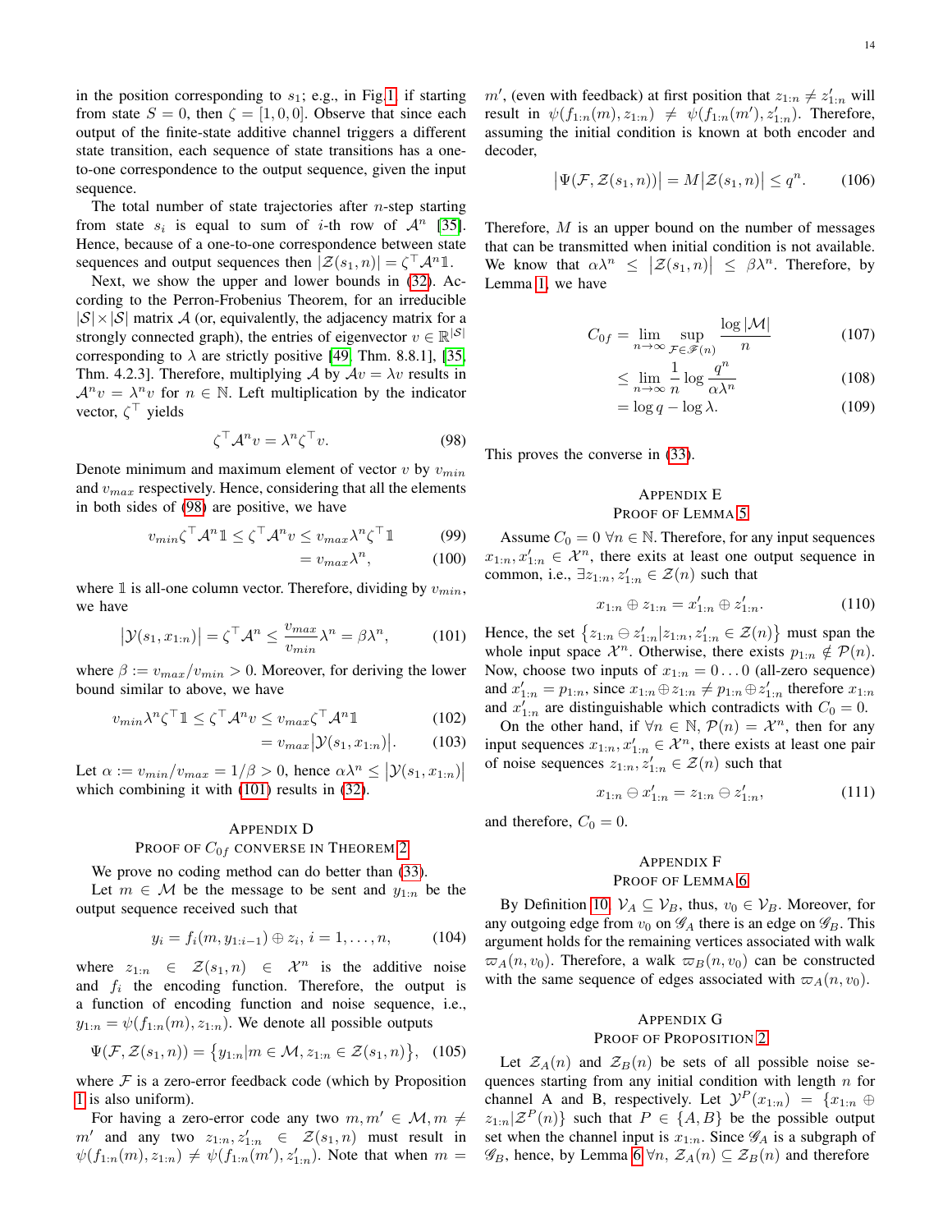in the position corresponding to $s_1$; e.g., in Fig.1, if starting from state $S = 0$, then $\zeta = [1, 0, 0]$. Observe that since each output of the finite-state additive channel triggers a different state transition, each sequence of state transitions has a one-to-one correspondence to the output sequence, given the input sequence.

The total number of state trajectories after $n$-step starting from state $s_i$ is equal to sum of $i$-th row of $\mathcal{A}^n$ [35]. Hence, because of a one-to-one correspondence between state sequences and output sequences then $|\mathcal{Z}(s_1, n)| = \zeta^\top \mathcal{A}^n \mathbb{1}$.

Next, we show the upper and lower bounds in (32). According to the Perron-Frobenius Theorem, for an irreducible $|\mathcal{S}| \times |\mathcal{S}|$ matrix $\mathcal{A}$ (or, equivalently, the adjacency matrix for a strongly connected graph), the entries of eigenvector $v \in \mathbb{R}^{|\mathcal{S}|}$ corresponding to $\lambda$ are strictly positive [49, Thm. 8.8.1], [35, Thm. 4.2.3]. Therefore, multiplying $\mathcal{A}$ by $\mathcal{A}v = \lambda v$ results in $\mathcal{A}^n v = \lambda^n v$ for $n \in \mathbb{N}$. Left multiplication by the indicator vector, $\zeta^\top$ yields

$$\zeta^\top \mathcal{A}^n v = \lambda^n \zeta^\top v. \tag{98}$$

Denote minimum and maximum element of vector $v$ by $v_{min}$ and $v_{max}$ respectively. Hence, considering that all the elements in both sides of (98) are positive, we have

$$\begin{aligned} v_{min} \zeta^\top \mathcal{A}^n \mathbb{1} \leq \zeta^\top \mathcal{A}^n v \leq v_{max} \lambda^n \zeta^\top \mathbb{1} \qquad (99)\\ = v_{max} \lambda^n, \qquad (100)\end{aligned}$$

where $\mathbb{1}$ is all-one column vector. Therefore, dividing by $v_{min}$, we have

$$\big|\mathcal{Y}(s_1, x_{1:n})\big| = \zeta^\top \mathcal{A}^n \leq \frac{v_{max}}{v_{min}} \lambda^n = \beta \lambda^n, \tag{101}$$

where $\beta := v_{max}/v_{min} > 0$. Moreover, for deriving the lower bound similar to above, we have

$$\begin{aligned} v_{min} \lambda^n \zeta^\top \mathbb{1} \leq \zeta^\top \mathcal{A}^n v \leq v_{max} \zeta^\top \mathcal{A}^n \mathbb{1} \qquad (102)\\ = v_{max} \big|\mathcal{Y}(s_1, x_{1:n})\big|. \qquad (103)\end{aligned}$$

Let $\alpha := v_{min}/v_{max} = 1/\beta > 0$, hence $\alpha \lambda^n \leq \big|\mathcal{Y}(s_1, x_{1:n})\big|$ which combining it with (101) results in (32).

## Appendix D
## Proof of $C_{0f}$ converse in Theorem 2

We prove no coding method can do better than (33).

Let $m \in \mathcal{M}$ be the message to be sent and $y_{1:n}$ be the output sequence received such that

$$y_i = f_i(m, y_{1:i-1}) \oplus z_i, \; i = 1, \ldots, n, \tag{104}$$

where $z_{1:n} \in \mathcal{Z}(s_1, n) \in \mathcal{X}^n$ is the additive noise and $f_i$ the encoding function. Therefore, the output is a function of encoding function and noise sequence, i.e., $y_{1:n} = \psi(f_{1:n}(m), z_{1:n})$. We denote all possible outputs

$$\Psi(\mathcal{F}, \mathcal{Z}(s_1, n)) = \big\{y_{1:n} | m \in \mathcal{M}, z_{1:n} \in \mathcal{Z}(s_1, n)\big\}, \tag{105}$$

where $\mathcal{F}$ is a zero-error feedback code (which by Proposition 1 is also uniform).

For having a zero-error code any two $m, m' \in \mathcal{M}, m \neq m'$ and any two $z_{1:n}, z'_{1:n} \in \mathcal{Z}(s_1, n)$ must result in $\psi(f_{1:n}(m), z_{1:n}) \neq \psi(f_{1:n}(m'), z'_{1:n})$. Note that when $m = m'$, (even with feedback) at first position that $z_{1:n} \neq z'_{1:n}$ will result in $\psi(f_{1:n}(m), z_{1:n}) \neq \psi(f_{1:n}(m'), z'_{1:n})$. Therefore, assuming the initial condition is known at both encoder and decoder,

$$\big|\Psi(\mathcal{F}, \mathcal{Z}(s_1, n))\big| = M\big|\mathcal{Z}(s_1, n)\big| \leq q^n. \tag{106}$$

Therefore, $M$ is an upper bound on the number of messages that can be transmitted when initial condition is not available. We know that $\alpha \lambda^n \leq \big|\mathcal{Z}(s_1, n)\big| \leq \beta \lambda^n$. Therefore, by Lemma 1, we have

$$\begin{aligned} C_{0f} &= \lim_{n\to\infty} \sup_{\mathcal{F} \in \mathscr{F}(n)} \frac{\log|\mathcal{M}|}{n} \qquad (107)\\ &\leq \lim_{n\to\infty} \frac{1}{n} \log \frac{q^n}{\alpha \lambda^n} \qquad (108)\\ &= \log q - \log \lambda. \qquad (109)\end{aligned}$$

This proves the converse in (33).

## Appendix E
## Proof of Lemma 5

Assume $C_0 = 0 \; \forall n \in \mathbb{N}$. Therefore, for any input sequences $x_{1:n}, x'_{1:n} \in \mathcal{X}^n$, there exits at least one output sequence in common, i.e., $\exists z_{1:n}, z'_{1:n} \in \mathcal{Z}(n)$ such that

$$x_{1:n} \oplus z_{1:n} = x'_{1:n} \oplus z'_{1:n}. \tag{110}$$

Hence, the set $\big\{z_{1:n} \ominus z'_{1:n} | z_{1:n}, z'_{1:n} \in \mathcal{Z}(n)\big\}$ must span the whole input space $\mathcal{X}^n$. Otherwise, there exists $p_{1:n} \notin \mathcal{P}(n)$. Now, choose two inputs of $x_{1:n} = 0 \ldots 0$ (all-zero sequence) and $x'_{1:n} = p_{1:n}$, since $x_{1:n} \oplus z_{1:n} \neq p_{1:n} \oplus z'_{1:n}$ therefore $x_{1:n}$ and $x'_{1:n}$ are distinguishable which contradicts with $C_0 = 0$.

On the other hand, if $\forall n \in \mathbb{N}$, $\mathcal{P}(n) = \mathcal{X}^n$, then for any input sequences $x_{1:n}, x'_{1:n} \in \mathcal{X}^n$, there exists at least one pair of noise sequences $z_{1:n}, z'_{1:n} \in \mathcal{Z}(n)$ such that

$$x_{1:n} \ominus x'_{1:n} = z_{1:n} \ominus z'_{1:n}, \tag{111}$$

and therefore, $C_0 = 0$.

## Appendix F
## Proof of Lemma 6

By Definition 10, $\mathcal{V}_A \subseteq \mathcal{V}_B$, thus, $v_0 \in \mathcal{V}_B$. Moreover, for any outgoing edge from $v_0$ on $\mathscr{G}_A$ there is an edge on $\mathscr{G}_B$. This argument holds for the remaining vertices associated with walk $\varpi_A(n, v_0)$. Therefore, a walk $\varpi_B(n, v_0)$ can be constructed with the same sequence of edges associated with $\varpi_A(n, v_0)$.

## Appendix G
## Proof of Proposition 2

Let $\mathcal{Z}_A(n)$ and $\mathcal{Z}_B(n)$ be sets of all possible noise sequences starting from any initial condition with length $n$ for channel A and B, respectively. Let $\mathcal{Y}^P(x_{1:n}) = \{x_{1:n} \oplus z_{1:n} | \mathcal{Z}^P(n)\}$ such that $P \in \{A, B\}$ be the possible output set when the channel input is $x_{1:n}$. Since $\mathscr{G}_A$ is a subgraph of $\mathscr{G}_B$, hence, by Lemma 6 $\forall n$, $\mathcal{Z}_A(n) \subseteq \mathcal{Z}_B(n)$ and therefore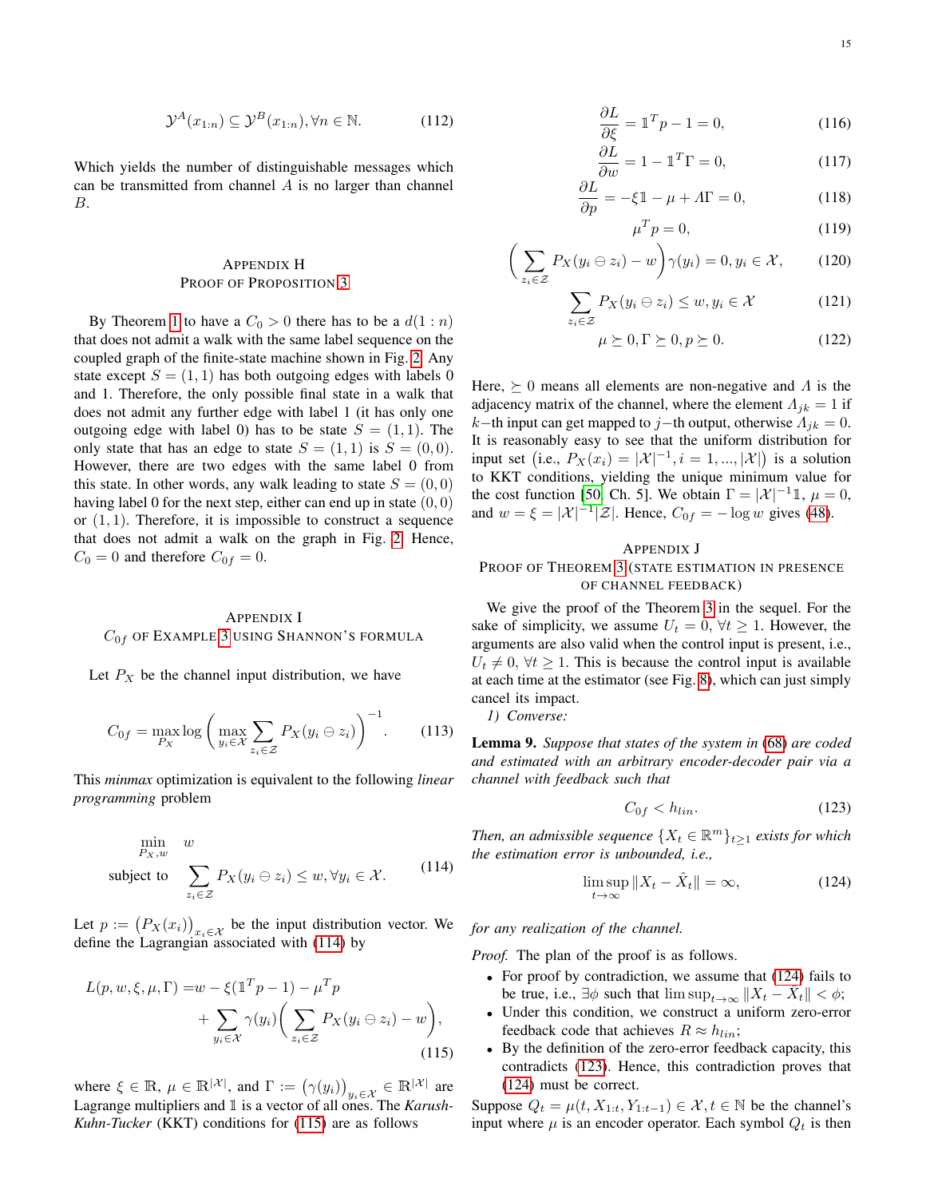$$\mathcal{Y}^A(x_{1:n}) \subseteq \mathcal{Y}^B(x_{1:n}), \forall n \in \mathbb{N}. \tag{112}$$

Which yields the number of distinguishable messages which can be transmitted from channel $A$ is no larger than channel $B$.

## Appendix H
## Proof of Proposition 3

By Theorem 1 to have a $C_0 > 0$ there has to be a $d(1:n)$ that does not admit a walk with the same label sequence on the coupled graph of the finite-state machine shown in Fig. 2. Any state except $S = (1,1)$ has both outgoing edges with labels 0 and 1. Therefore, the only possible final state in a walk that does not admit any further edge with label 1 (it has only one outgoing edge with label 0) has to be state $S = (1,1)$. The only state that has an edge to state $S = (1,1)$ is $S = (0,0)$. However, there are two edges with the same label 0 from this state. In other words, any walk leading to state $S = (0,0)$ having label 0 for the next step, either can end up in state $(0,0)$ or $(1,1)$. Therefore, it is impossible to construct a sequence that does not admit a walk on the graph in Fig. 2. Hence, $C_0 = 0$ and therefore $C_{0f} = 0$.

## Appendix I
## $C_{0f}$ of Example 3 using Shannon's formula

Let $P_X$ be the channel input distribution, we have

$$C_{0f} = \max_{P_X} \log \left( \max_{y_i \in \mathcal{X}} \sum_{z_i \in \mathcal{Z}} P_X(y_i \ominus z_i) \right)^{-1}. \tag{113}$$

This *minmax* optimization is equivalent to the following *linear programming* problem

$$\begin{aligned} &\min_{P_X, w} \quad w \\ &\text{subject to} \quad \sum_{z_i \in \mathcal{Z}} P_X(y_i \ominus z_i) \le w, \forall y_i \in \mathcal{X}. \end{aligned} \tag{114}$$

Let $p := \big(P_X(x_i)\big)_{x_i \in \mathcal{X}}$ be the input distribution vector. We define the Lagrangian associated with (114) by

$$\begin{aligned} L(p, w, \xi, \mu, \Gamma) = & w - \xi(\mathbb{1}^T p - 1) - \mu^T p \\ & + \sum_{y_i \in \mathcal{X}} \gamma(y_i) \Bigg( \sum_{z_i \in \mathcal{Z}} P_X(y_i \ominus z_i) - w \Bigg), \end{aligned} \tag{115}$$

where $\xi \in \mathbb{R}$, $\mu \in \mathbb{R}^{|\mathcal{X}|}$, and $\Gamma := \big(\gamma(y_i)\big)_{y_i \in \mathcal{X}} \in \mathbb{R}^{|\mathcal{X}|}$ are Lagrange multipliers and $\mathbb{1}$ is a vector of all ones. The *Karush-Kuhn-Tucker* (KKT) conditions for (115) are as follows

$$\frac{\partial L}{\partial \xi} = \mathbb{1}^T p - 1 = 0, \tag{116}$$

$$\frac{\partial L}{\partial w} = 1 - \mathbb{1}^T \Gamma = 0, \tag{117}$$

$$\frac{\partial L}{\partial p} = -\xi \mathbb{1} - \mu + \Lambda \Gamma = 0, \tag{118}$$

$$\mu^T p = 0, \tag{119}$$

$$\Bigg( \sum_{z_i \in \mathcal{Z}} P_X(y_i \ominus z_i) - w \Bigg) \gamma(y_i) = 0, y_i \in \mathcal{X}, \tag{120}$$

$$\sum_{z_i \in \mathcal{Z}} P_X(y_i \ominus z_i) \le w, y_i \in \mathcal{X} \tag{121}$$

$$\mu \succeq 0, \Gamma \succeq 0, p \succeq 0. \tag{122}$$

Here, $\succeq 0$ means all elements are non-negative and $\Lambda$ is the adjacency matrix of the channel, where the element $\Lambda_{jk} = 1$ if $k-$th input can get mapped to $j-$th output, otherwise $\Lambda_{jk} = 0$. It is reasonably easy to see that the uniform distribution for input set (i.e., $P_X(x_i) = |\mathcal{X}|^{-1}, i = 1, ..., |\mathcal{X}|$) is a solution to KKT conditions, yielding the unique minimum value for the cost function [50, Ch. 5]. We obtain $\Gamma = |\mathcal{X}|^{-1}\mathbb{1}$, $\mu = 0$, and $w = \xi = |\mathcal{X}|^{-1}|\mathcal{Z}|$. Hence, $C_{0f} = -\log w$ gives (48).

## Appendix J
## Proof of Theorem 3 (State estimation in presence of channel feedback)

We give the proof of the Theorem 3 in the sequel. For the sake of simplicity, we assume $U_t = 0$, $\forall t \ge 1$. However, the arguments are also valid when the control input is present, i.e., $U_t \ne 0$, $\forall t \ge 1$. This is because the control input is available at each time at the estimator (see Fig. 8), which can just simply cancel its impact.

*1) Converse:*

**Lemma 9.** *Suppose that states of the system in (68) are coded and estimated with an arbitrary encoder-decoder pair via a channel with feedback such that*

$$C_{0f} < h_{lin}. \tag{123}$$

*Then, an admissible sequence $\{X_t \in \mathbb{R}^m\}_{t \ge 1}$ exists for which the estimation error is unbounded, i.e.,*

$$\limsup_{t \to \infty} \|X_t - \hat{X}_t\| = \infty, \tag{124}$$

*for any realization of the channel.*

*Proof.* The plan of the proof is as follows.

- For proof by contradiction, we assume that (124) fails to be true, i.e., $\exists \phi$ such that $\limsup_{t \to \infty} \|X_t - \hat{X}_t\| < \phi$;
- Under this condition, we construct a uniform zero-error feedback code that achieves $R \approx h_{lin}$;
- By the definition of the zero-error feedback capacity, this contradicts (123). Hence, this contradiction proves that (124) must be correct.

Suppose $Q_t = \mu(t, X_{1:t}, Y_{1:t-1}) \in \mathcal{X}, t \in \mathbb{N}$ be the channel's input where $\mu$ is an encoder operator. Each symbol $Q_t$ is then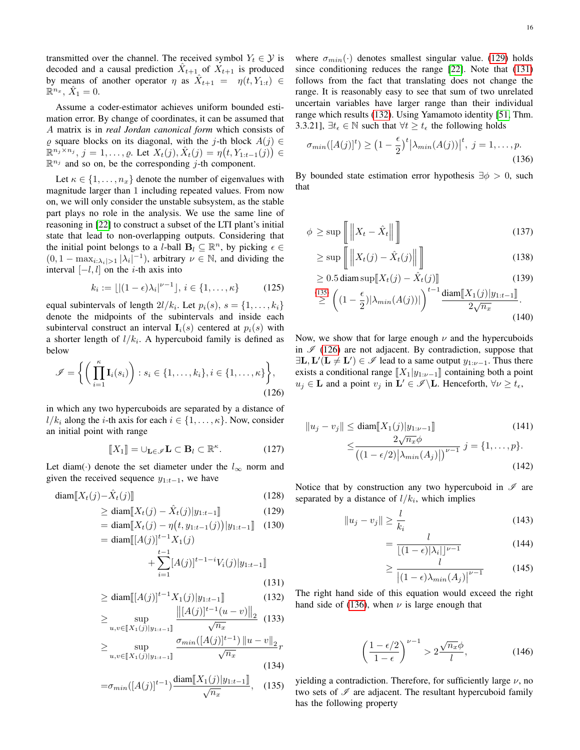transmitted over the channel. The received symbol $Y_t \in \mathcal{Y}$ is decoded and a causal prediction $\hat{X}_{t+1}$ of $X_{t+1}$ is produced by means of another operator $\eta$ as $\hat{X}_{t+1} = \eta(t, Y_{1:t}) \in \mathbb{R}^{n_x}$, $\hat{X}_1 = 0$.

Assume a coder-estimator achieves uniform bounded estimation error. By change of coordinates, it can be assumed that $A$ matrix is in *real Jordan canonical form* which consists of $\varrho$ square blocks on its diagonal, with the $j$-th block $A(j) \in \mathbb{R}^{n_j \times n_j}$, $j = 1, \ldots, \varrho$. Let $X_t(j), \hat{X}_t(j) = \eta\big(t, Y_{1:t-1}(j)\big) \in \mathbb{R}^{n_j}$ and so on, be the corresponding $j$-th component.

Let $\kappa \in \{1, \ldots, n_x\}$ denote the number of eigenvalues with magnitude larger than 1 including repeated values. From now on, we will only consider the unstable subsystem, as the stable part plays no role in the analysis. We use the same line of reasoning in [22] to construct a subset of the LTI plant's initial state that lead to non-overlapping outputs. Considering that the initial point belongs to a $l$-ball $\mathbf{B}_l \subseteq \mathbb{R}^n$, by picking $\epsilon \in (0, 1 - \max_{i:\lambda_i|>1} |\lambda_i|^{-1})$, arbitrary $\nu \in \mathbb{N}$, and dividing the interval $[-l, l]$ on the $i$-th axis into

$$k_i := \lfloor |(1-\epsilon)\lambda_i|^{\nu-1} \rfloor, \; i \in \{1, \ldots, \kappa\} \tag{125}$$

equal subintervals of length $2l/k_i$. Let $p_i(s)$, $s = \{1, \ldots, k_i\}$ denote the midpoints of the subintervals and inside each subinterval construct an interval $\mathbf{I}_i(s)$ centered at $p_i(s)$ with a shorter length of $l/k_i$. A hypercuboid family is defined as below

$$\mathscr{I} = \bigg\{ \bigg( \prod_{i=1}^{\kappa} \mathbf{I}_i(s_i) \bigg) : s_i \in \{1, \ldots, k_i\}, i \in \{1, \ldots, \kappa\} \bigg\}, \tag{126}$$

in which any two hypercuboids are separated by a distance of $l/k_i$ along the $i$-th axis for each $i \in \{1, \ldots, \kappa\}$. Now, consider an initial point with range

$$[\![X_1]\!] = \cup_{\mathbf{L} \in \mathscr{I}} \mathbf{L} \subset \mathbf{B}_l \subset \mathbb{R}^{\kappa}. \tag{127}$$

Let $\mathrm{diam}(\cdot)$ denote the set diameter under the $l_\infty$ norm and given the received sequence $y_{1:t-1}$, we have

$$
\begin{aligned}
&\mathrm{diam}[\![X_t(j) - \hat{X}_t(j)]\!] && (128)\\
&\geq \mathrm{diam}[\![X_t(j) - \hat{X}_t(j) | y_{1:t-1}]\!] && (129)\\
&= \mathrm{diam}[\![X_t(j) - \eta\big(t, y_{1:t-1}(j)\big) | y_{1:t-1}]\!] && (130)\\
&= \mathrm{diam}[\![[A(j)]^{t-1} X_1(j) + \sum_{i=1}^{t-1} [A(j)]^{t-1-i} V_i(j) | y_{1:t-1}]\!] && (131)\\
&\geq \mathrm{diam}[\![[A(j)]^{t-1} X_1(j) | y_{1:t-1}]\!] && (132)\\
&\geq \sup_{u,v \in [\![X_1(j)|y_{1:t-1}]\!]} \frac{\big\|[A(j)]^{t-1}(u-v)\big\|_2}{\sqrt{n_x}} && (133)\\
&\geq \sup_{u,v \in [\![X_1(j)|y_{1:t-1}]\!]} \frac{\sigma_{min}([A(j)]^{t-1}) \, \|u-v\|_2}{\sqrt{n_x}} r && (134)\\
&= \sigma_{min}([A(j)]^{t-1}) \frac{\mathrm{diam}[\![X_1(j)|y_{1:t-1}]\!]}{\sqrt{n_x}}, && (135)
\end{aligned}
$$

where $\sigma_{min}(\cdot)$ denotes smallest singular value. (129) holds since conditioning reduces the range [22]. Note that (131) follows from the fact that translating does not change the range. It is reasonably easy to see that sum of two unrelated uncertain variables have larger range than their individual range which results (132). Using Yamamoto identity [51, Thm. 3.3.21], $\exists t_\epsilon \in \mathbb{N}$ such that $\forall t \geq t_\epsilon$ the following holds

$$\sigma_{min}([A(j)]^t) \geq \big(1 - \frac{\epsilon}{2}\big)^t \big|\lambda_{min}(A(j))\big|^t, \; j = 1, \ldots, p. \tag{136}$$

By bounded state estimation error hypothesis $\exists \phi > 0$, such that

$$
\begin{aligned}
\phi &\geq \sup \bigg[\!\!\bigg[ \Big\| X_t - \hat{X}_t \Big\| \bigg]\!\!\bigg] && (137)\\
&\geq \sup \bigg[\!\!\bigg[ \Big\| X_t(j) - \hat{X}_t(j) \Big\| \bigg]\!\!\bigg] && (138)\\
&\geq 0.5 \, \mathrm{diam} \sup [\![X_t(j) - \hat{X}_t(j)]\!] && (139)\\
&\overset{(135)}{\geq} \bigg( (1 - \frac{\epsilon}{2}) |\lambda_{min}(A(j))| \bigg)^{t-1} \frac{\mathrm{diam}[\![X_1(j)|y_{1:t-1}]\!]}{2\sqrt{n_x}}. && (140)
\end{aligned}
$$

Now, we show that for large enough $\nu$ and the hypercuboids in $\mathscr{I}$ (126) are not adjacent. By contradiction, suppose that $\exists \mathbf{L}, \mathbf{L}'(\mathbf{L} \neq \mathbf{L}') \in \mathscr{I}$ lead to a same output $y_{1:\nu-1}$. Thus there exists a conditional range $[\![X_1|y_{1:\nu-1}]\!]$ containing both a point $u_j \in \mathbf{L}$ and a point $v_j$ in $\mathbf{L}' \in \mathscr{I} \backslash \mathbf{L}$. Henceforth, $\forall \nu \geq t_\epsilon$,

$$
\begin{aligned}
\|u_j - v_j\| &\leq \mathrm{diam}[\![X_1(j)|y_{1:\nu-1}]\!] && (141)\\
&\leq \frac{2\sqrt{n_x}\phi}{\big((1-\epsilon/2)\big|\lambda_{min}(A_j)\big|\big)^{\nu-1}} \; j = \{1, \ldots, p\}. && (142)
\end{aligned}
$$

Notice that by construction any two hypercuboid in $\mathscr{I}$ are separated by a distance of $l/k_i$, which implies

$$
\begin{aligned}
\|u_j - v_j\| &\geq \frac{l}{k_i} && (143)\\
&= \frac{l}{\lfloor (1-\epsilon)|\lambda_i| \rfloor^{\nu-1}} && (144)\\
&\geq \frac{l}{\big|(1-\epsilon)\lambda_{min}(A_j)\big|^{\nu-1}} && (145)
\end{aligned}
$$

The right hand side of this equation would exceed the right hand side of (136), when $\nu$ is large enough that

$$\bigg( \frac{1-\epsilon/2}{1-\epsilon} \bigg)^{\nu-1} > 2\frac{\sqrt{n_x}\phi}{l}, \tag{146}$$

yielding a contradiction. Therefore, for sufficiently large $\nu$, no two sets of $\mathscr{I}$ are adjacent. The resultant hypercuboid family has the following property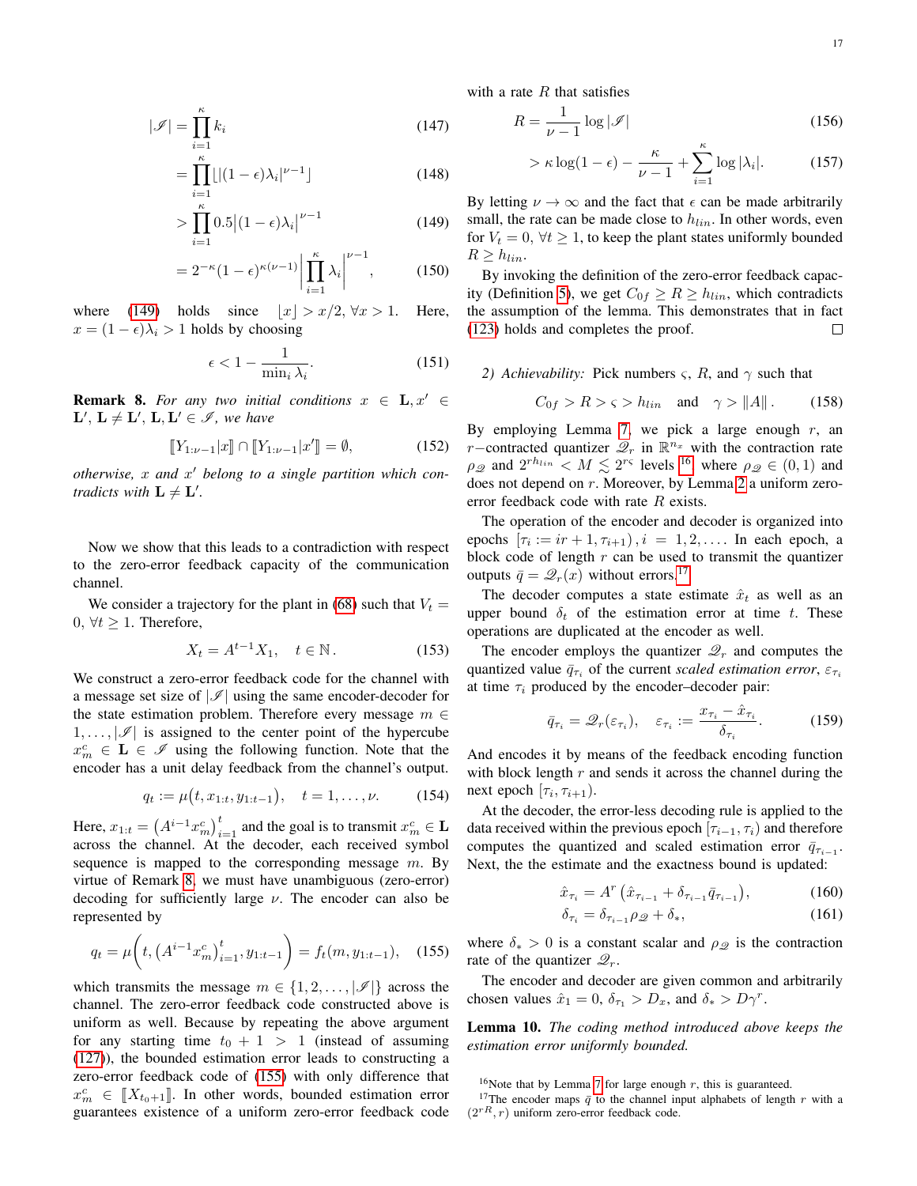$$
\begin{aligned}
|\mathscr{I}| &= \prod_{i=1}^{\kappa} k_i &(147)\\
&= \prod_{i=1}^{\kappa} \lfloor |(1-\epsilon)\lambda_i|^{\nu-1} \rfloor &(148)\\
&> \prod_{i=1}^{\kappa} 0.5 \big|(1-\epsilon)\lambda_i\big|^{\nu-1} &(149)\\
&= 2^{-\kappa}(1-\epsilon)^{\kappa(\nu-1)} \left| \prod_{i=1}^{\kappa} \lambda_i \right|^{\nu-1}, &(150)
\end{aligned}
$$

where (149) holds since $\lfloor x \rfloor > x/2, \forall x > 1$. Here, $x = (1-\epsilon)\lambda_i > 1$ holds by choosing

$$
\epsilon < 1 - \frac{1}{\min_i \lambda_i}. \tag{151}
$$

**Remark 8.** *For any two initial conditions $x \in \mathbf{L}, x' \in \mathbf{L}'$, $\mathbf{L} \neq \mathbf{L}'$, $\mathbf{L}, \mathbf{L}' \in \mathscr{I}$, we have*

$$
[\![ Y_{1:\nu-1} | x ]\!] \cap [\![ Y_{1:\nu-1} | x' ]\!] = \emptyset, \tag{152}
$$

*otherwise, $x$ and $x'$ belong to a single partition which contradicts with $\mathbf{L} \neq \mathbf{L}'$.*

Now we show that this leads to a contradiction with respect to the zero-error feedback capacity of the communication channel.

We consider a trajectory for the plant in (68) such that $V_t = 0, \ \forall t \geq 1$. Therefore,

$$
X_t = A^{t-1} X_1, \quad t \in \mathbb{N}. \tag{153}
$$

We construct a zero-error feedback code for the channel with a message set size of $|\mathscr{I}|$ using the same encoder-decoder for the state estimation problem. Therefore every message $m \in 1, \dots, |\mathscr{I}|$ is assigned to the center point of the hypercube $x_m^c \in \mathbf{L} \in \mathscr{I}$ using the following function. Note that the encoder has a unit delay feedback from the channel's output.

$$
q_t := \mu\big(t, x_{1:t}, y_{1:t-1}\big), \quad t = 1, \dots, \nu. \tag{154}
$$

Here, $x_{1:t} = \big(A^{i-1} x_m^c\big)_{i=1}^{t}$ and the goal is to transmit $x_m^c \in \mathbf{L}$ across the channel. At the decoder, each received symbol sequence is mapped to the corresponding message $m$. By virtue of Remark 8, we must have unambiguous (zero-error) decoding for sufficiently large $\nu$. The encoder can also be represented by

$$
q_t = \mu\bigg(t, \big(A^{i-1} x_m^c\big)_{i=1}^{t}, y_{1:t-1}\bigg) = f_t(m, y_{1:t-1}), \tag{155}
$$

which transmits the message $m \in \{1, 2, \dots, |\mathscr{I}|\}$ across the channel. The zero-error feedback code constructed above is uniform as well. Because by repeating the above argument for any starting time $t_0 + 1 > 1$ (instead of assuming (127)), the bounded estimation error leads to constructing a zero-error feedback code of (155) with only difference that $x_m^c \in [\![ X_{t_0+1} ]\!]$. In other words, bounded estimation error guarantees existence of a uniform zero-error feedback code with a rate $R$ that satisfies

$$
\begin{aligned}
R &= \frac{1}{\nu - 1} \log |\mathscr{I}| &(156)\\
&> \kappa \log(1-\epsilon) - \frac{\kappa}{\nu-1} + \sum_{i=1}^{\kappa} \log |\lambda_i|. &(157)
\end{aligned}
$$

By letting $\nu \to \infty$ and the fact that $\epsilon$ can be made arbitrarily small, the rate can be made close to $h_{lin}$. In other words, even for $V_t = 0, \ \forall t \geq 1$, to keep the plant states uniformly bounded $R \geq h_{lin}$.

By invoking the definition of the zero-error feedback capacity (Definition 5), we get $C_{0f} \geq R \geq h_{lin}$, which contradicts the assumption of the lemma. This demonstrates that in fact (123) holds and completes the proof. $\square$

*2) Achievability:* Pick numbers $\varsigma$, $R$, and $\gamma$ such that

$$
C_{0f} > R > \varsigma > h_{lin} \quad \text{and} \quad \gamma > \|A\|. \tag{158}
$$

By employing Lemma 7, we pick a large enough $r$, an $r-$contracted quantizer $\mathscr{Q}_r$ in $\mathbb{R}^{n_x}$ with the contraction rate $\rho_{\mathscr{Q}}$ and $2^{r h_{lin}} < M \lesssim 2^{r\varsigma}$ levels [16] where $\rho_{\mathscr{Q}} \in (0, 1)$ and does not depend on $r$. Moreover, by Lemma 2 a uniform zero-error feedback code with rate $R$ exists.

The operation of the encoder and decoder is organized into epochs $[\tau_i := ir + 1, \tau_{i+1})$, $i = 1, 2, \dots$. In each epoch, a block code of length $r$ can be used to transmit the quantizer outputs $\bar{q} = \mathscr{Q}_r(x)$ without errors.[17]

The decoder computes a state estimate $\hat{x}_t$ as well as an upper bound $\delta_t$ of the estimation error at time $t$. These operations are duplicated at the encoder as well.

The encoder employs the quantizer $\mathscr{Q}_r$ and computes the quantized value $\bar{q}_{\tau_i}$ of the current *scaled estimation error*, $\varepsilon_{\tau_i}$ at time $\tau_i$ produced by the encoder–decoder pair:

$$
\bar{q}_{\tau_i} = \mathscr{Q}_r(\varepsilon_{\tau_i}), \quad \varepsilon_{\tau_i} := \frac{x_{\tau_i} - \hat{x}_{\tau_i}}{\delta_{\tau_i}}. \tag{159}
$$

And encodes it by means of the feedback encoding function with block length $r$ and sends it across the channel during the next epoch $[\tau_i, \tau_{i+1})$.

At the decoder, the error-less decoding rule is applied to the data received within the previous epoch $[\tau_{i-1}, \tau_i)$ and therefore computes the quantized and scaled estimation error $\bar{q}_{\tau_{i-1}}$. Next, the the estimate and the exactness bound is updated:

$$
\begin{aligned}
\hat{x}_{\tau_i} &= A^r \left( \hat{x}_{\tau_{i-1}} + \delta_{\tau_{i-1}} \bar{q}_{\tau_{i-1}} \right), &(160)\\
\delta_{\tau_i} &= \delta_{\tau_{i-1}} \rho_{\mathscr{Q}} + \delta_*, &(161)
\end{aligned}
$$

where $\delta_* > 0$ is a constant scalar and $\rho_{\mathscr{Q}}$ is the contraction rate of the quantizer $\mathscr{Q}_r$.

The encoder and decoder are given common and arbitrarily chosen values $\hat{x}_1 = 0$, $\delta_{\tau_1} > D_x$, and $\delta_* > D\gamma^r$.

**Lemma 10.** *The coding method introduced above keeps the estimation error uniformly bounded.*

[16] Note that by Lemma 7 for large enough $r$, this is guaranteed.

[17] The encoder maps $\bar{q}$ to the channel input alphabets of length $r$ with a $(2^{rR}, r)$ uniform zero-error feedback code.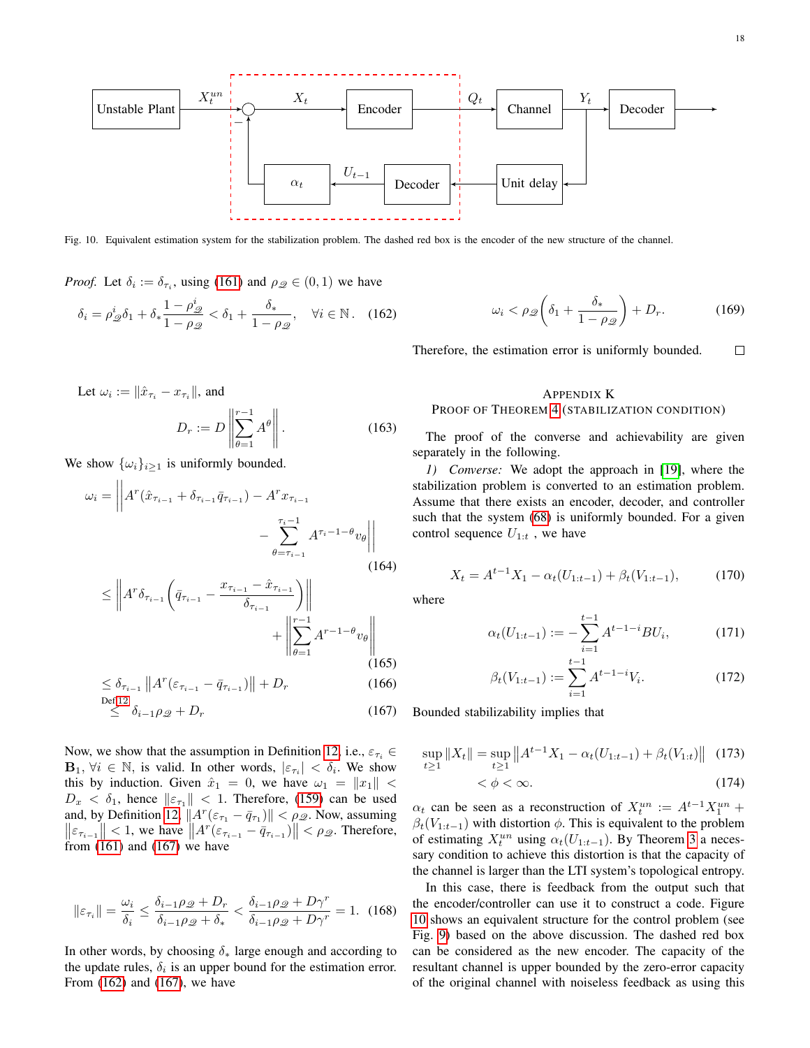Fig. 10. Equivalent estimation system for the stabilization problem. The dashed red box is the encoder of the new structure of the channel.

*Proof.* Let $\delta_i := \delta_{\tau_i}$, using (161) and $\rho_{\mathscr{Q}} \in (0,1)$ we have

$$\delta_i = \rho_{\mathscr{Q}}^i \delta_1 + \delta_* \frac{1-\rho_{\mathscr{Q}}^i}{1-\rho_{\mathscr{Q}}} < \delta_1 + \frac{\delta_*}{1-\rho_{\mathscr{Q}}}, \quad \forall i \in \mathbb{N}. \quad (162)$$

Let $\omega_i := \|\hat{x}_{\tau_i} - x_{\tau_i}\|$, and

$$D_r := D \left\| \sum_{\theta=1}^{r-1} A^\theta \right\|. \quad (163)$$

We show $\{\omega_i\}_{i\geq 1}$ is uniformly bounded.

$$\begin{aligned}
\omega_i &= \Bigg\| A^r(\hat{x}_{\tau_{i-1}} + \delta_{\tau_{i-1}} \bar{q}_{\tau_{i-1}}) - A^r x_{\tau_{i-1}} \\
&\qquad - \sum_{\theta=\tau_{i-1}}^{\tau_i - 1} A^{\tau_i - 1 - \theta} v_\theta \Bigg\| &(164)\\
&\leq \left\| A^r \delta_{\tau_{i-1}} \left( \bar{q}_{\tau_{i-1}} - \frac{x_{\tau_{i-1}} - \hat{x}_{\tau_{i-1}}}{\delta_{\tau_{i-1}}} \right) \right\| \\
&\qquad + \left\| \sum_{\theta=1}^{r-1} A^{r-1-\theta} v_\theta \right\| &(165)\\
&\leq \delta_{\tau_{i-1}} \left\| A^r(\varepsilon_{\tau_{i-1}} - \bar{q}_{\tau_{i-1}}) \right\| + D_r &(166)\\
&\overset{\text{Def 12}}{\leq} \delta_{i-1}\rho_{\mathscr{Q}} + D_r &(167)
\end{aligned}$$

Now, we show that the assumption in Definition 12, i.e., $\varepsilon_{\tau_i} \in \mathbf{B}_1$, $\forall i \in \mathbb{N}$, is valid. In other words, $|\varepsilon_{\tau_i}| < \delta_i$. We show this by induction. Given $\hat{x}_1 = 0$, we have $\omega_1 = \|x_1\| < D_x < \delta_1$, hence $\|\varepsilon_{\tau_1}\| < 1$. Therefore, (159) can be used and, by Definition 12, $\|A^r(\varepsilon_{\tau_1} - \bar{q}_{\tau_1})\| < \rho_{\mathscr{Q}}$. Now, assuming $\left\|\varepsilon_{\tau_{i-1}}\right\| < 1$, we have $\left\|A^r(\varepsilon_{\tau_{i-1}} - \bar{q}_{\tau_{i-1}})\right\| < \rho_{\mathscr{Q}}$. Therefore, from (161) and (167) we have

$$\|\varepsilon_{\tau_i}\| = \frac{\omega_i}{\delta_i} \leq \frac{\delta_{i-1}\rho_{\mathscr{Q}} + D_r}{\delta_{i-1}\rho_{\mathscr{Q}} + \delta_*} < \frac{\delta_{i-1}\rho_{\mathscr{Q}} + D\gamma^r}{\delta_{i-1}\rho_{\mathscr{Q}} + D\gamma^r} = 1. \quad (168)$$

In other words, by choosing $\delta_*$ large enough and according to the update rules, $\delta_i$ is an upper bound for the estimation error. From (162) and (167), we have

$$\omega_i < \rho_{\mathscr{Q}}\left(\delta_1 + \frac{\delta_*}{1-\rho_{\mathscr{Q}}}\right) + D_r. \quad (169)$$

Therefore, the estimation error is uniformly bounded. □

## Appendix K
## Proof of Theorem 4 (Stabilization Condition)

The proof of the converse and achievability are given separately in the following.

*1) Converse:* We adopt the approach in [19], where the stabilization problem is converted to an estimation problem. Assume that there exists an encoder, decoder, and controller such that the system (68) is uniformly bounded. For a given control sequence $U_{1:t}$ , we have

$$X_t = A^{t-1}X_1 - \alpha_t(U_{1:t-1}) + \beta_t(V_{1:t-1}), \quad (170)$$

where

$$\alpha_t(U_{1:t-1}) := -\sum_{i=1}^{t-1} A^{t-1-i}BU_i, \quad (171)$$

$$\beta_t(V_{1:t-1}) := \sum_{i=1}^{t-1} A^{t-1-i}V_i. \quad (172)$$

Bounded stabilizability implies that

$$\begin{aligned}
\sup_{t\geq 1}\|X_t\| &= \sup_{t\geq 1}\left\|A^{t-1}X_1 - \alpha_t(U_{1:t-1}) + \beta_t(V_{1:t})\right\| &(173)\\
&< \phi < \infty. &(174)
\end{aligned}$$

$\alpha_t$ can be seen as a reconstruction of $X_t^{un} := A^{t-1}X_1^{un} + \beta_t(V_{1:t-1})$ with distortion $\phi$. This is equivalent to the problem of estimating $X_t^{un}$ using $\alpha_t(U_{1:t-1})$. By Theorem 3 a necessary condition to achieve this distortion is that the capacity of the channel is larger than the LTI system's topological entropy.

In this case, there is feedback from the output such that the encoder/controller can use it to construct a code. Figure 10 shows an equivalent structure for the control problem (see Fig. 9) based on the above discussion. The dashed red box can be considered as the new encoder. The capacity of the resultant channel is upper bounded by the zero-error capacity of the original channel with noiseless feedback as using this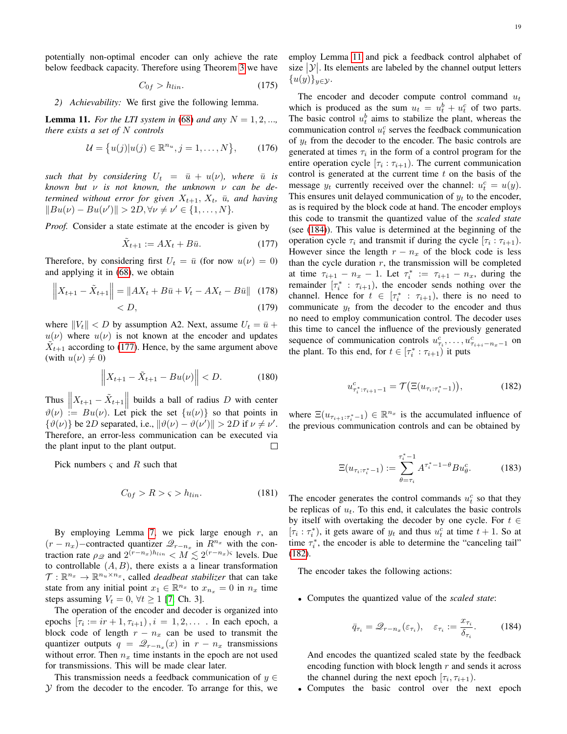potentially non-optimal encoder can only achieve the rate below feedback capacity. Therefore using Theorem 3 we have

$$C_{0f} > h_{lin}. \tag{175}$$

*2) Achievability:* We first give the following lemma.

**Lemma 11.** *For the LTI system in (68) and any $N = 1, 2, ...,$ there exists a set of $N$ controls*

$$\mathcal{U} = \{u(j) | u(j) \in \mathbb{R}^{n_u}, j = 1, \dots, N\}, \tag{176}$$

*such that by considering $U_t = \bar{u} + u(\nu)$, where $\bar{u}$ is known but $\nu$ is not known, the unknown $\nu$ can be determined without error for given $X_{t+1}$, $X_t$, $\bar{u}$, and having $\|Bu(\nu) - Bu(\nu')\| > 2D, \forall \nu \neq \nu' \in \{1, \dots, N\}$.*

*Proof.* Consider a state estimate at the encoder is given by

$$\tilde{X}_{t+1} := AX_t + B\bar{u}. \tag{177}$$

Therefore, by considering first $U_t = \bar{u}$ (for now $u(\nu) = 0$) and applying it in (68), we obtain

$$\begin{aligned} \left\| X_{t+1} - \tilde{X}_{t+1} \right\| &= \|AX_t + B\bar{u} + V_t - AX_t - B\bar{u}\| \quad (178) \\ &< D, \quad (179) \end{aligned}$$

where $\|V_t\| < D$ by assumption A2. Next, assume $U_t = \bar{u} + u(\nu)$ where $u(\nu)$ is not known at the encoder and updates $\tilde{X}_{t+1}$ according to (177). Hence, by the same argument above (with $u(\nu) \neq 0$)

$$\left\| X_{t+1} - \tilde{X}_{t+1} - Bu(\nu) \right\| < D. \tag{180}$$

Thus $\left\| X_{t+1} - \tilde{X}_{t+1} \right\|$ builds a ball of radius $D$ with center $\vartheta(\nu) := Bu(\nu)$. Let pick the set $\{u(\nu)\}$ so that points in $\{\vartheta(\nu)\}$ be $2D$ separated, i.e., $\|\vartheta(\nu) - \vartheta(\nu')\| > 2D$ if $\nu \neq \nu'$. Therefore, an error-less communication can be executed via the plant input to the plant output. ☐

Pick numbers $\varsigma$ and $R$ such that

$$C_{0f} > R > \varsigma > h_{lin}. \tag{181}$$

By employing Lemma 7, we pick large enough $r$, an $(r - n_x)-$contracted quantizer $\mathscr{Q}_{r-n_x}$ in $R^{n_x}$ with the contraction rate $\rho_{\mathscr{Q}}$ and $2^{(r-n_x)h_{lin}} < M \lesssim 2^{(r-n_x)\varsigma}$ levels. Due to controllable $(A, B)$, there exists a a linear transformation $\mathcal{T} : \mathbb{R}^{n_x} \to \mathbb{R}^{n_u \times n_x}$, called *deadbeat stabilizer* that can take state from any initial point $x_1 \in \mathbb{R}^{n_x}$ to $x_{n_x} = 0$ in $n_x$ time steps assuming $V_t = 0, \forall t \geq 1$ [7, Ch. 3].

The operation of the encoder and decoder is organized into epochs $[\tau_i := ir + 1, \tau_{i+1})$, $i = 1, 2, \dots$ . In each epoch, a block code of length $r - n_x$ can be used to transmit the quantizer outputs $q = \mathscr{Q}_{r-n_x}(x)$ in $r - n_x$ transmissions without error. Then $n_x$ time instants in the epoch are not used for transmissions. This will be made clear later.

This transmission needs a feedback communication of $y \in \mathcal{Y}$ from the decoder to the encoder. To arrange for this, we employ Lemma 11 and pick a feedback control alphabet of size $|\mathcal{Y}|$. Its elements are labeled by the channel output letters $\{u(y)\}_{y \in \mathcal{Y}}$.

The encoder and decoder compute control command $u_t$ which is produced as the sum $u_t = u_t^b + u_t^c$ of two parts. The basic control $u_t^b$ aims to stabilize the plant, whereas the communication control $u_t^c$ serves the feedback communication of $y_t$ from the decoder to the encoder. The basic controls are generated at times $\tau_i$ in the form of a control program for the entire operation cycle $[\tau_i : \tau_{i+1})$. The current communication control is generated at the current time $t$ on the basis of the message $y_t$ currently received over the channel: $u_t^c = u(y)$. This ensures unit delayed communication of $y_t$ to the encoder, as is required by the block code at hand. The encoder employs this code to transmit the quantized value of the *scaled state* (see (184)). This value is determined at the beginning of the operation cycle $\tau_i$ and transmit if during the cycle $[\tau_i : \tau_{i+1})$. However since the length $r - n_x$ of the block code is less than the cycle duration $r$, the transmission will be completed at time $\tau_{i+1} - n_x - 1$. Let $\tau_i^* := \tau_{i+1} - n_x$, during the remainder $[\tau_i^* : \tau_{i+1})$, the encoder sends nothing over the channel. Hence for $t \in [\tau_i^* : \tau_{i+1})$, there is no need to communicate $y_t$ from the decoder to the encoder and thus no need to employ communication control. The decoder uses this time to cancel the influence of the previously generated sequence of communication controls $u_{\tau_i}^c, \dots, u_{\tau_{i+i} - n_x - 1}^c$ on the plant. To this end, for $t \in [\tau_i^* : \tau_{i+1})$ it puts

$$u_{\tau_i^* : \tau_{i+1} - 1}^c = \mathcal{T}\big(\Xi(u_{\tau_i : \tau_i^* - 1})\big), \tag{182}$$

where $\Xi(u_{\tau_{i+1} : \tau_i^* - 1}) \in \mathbb{R}^{n_x}$ is the accumulated influence of the previous communication controls and can be obtained by

$$\Xi(u_{\tau_i : \tau_i^* - 1}) := \sum_{\theta = \tau_i}^{\tau_i^* - 1} A^{\tau_i^* - 1 - \theta} B u_\theta^c. \tag{183}$$

The encoder generates the control commands $u_t^c$ so that they be replicas of $u_t$. To this end, it calculates the basic controls by itself with overtaking the decoder by one cycle. For $t \in [\tau_i : \tau_i^*)$, it gets aware of $y_t$ and thus $u_t^c$ at time $t + 1$. So at time $\tau_i^*$, the encoder is able to determine the "canceling tail" (182).

The encoder takes the following actions:

- Computes the quantized value of the *scaled state*:

$$\bar{q}_{\tau_i} = \mathscr{Q}_{r-n_x}(\varepsilon_{\tau_i}), \quad \varepsilon_{\tau_i} := \frac{x_{\tau_i}}{\delta_{\tau_i}}. \tag{184}$$

  And encodes the quantized scaled state by the feedback encoding function with block length $r$ and sends it across the channel during the next epoch $[\tau_i, \tau_{i+1})$.
- Computes the basic control over the next epoch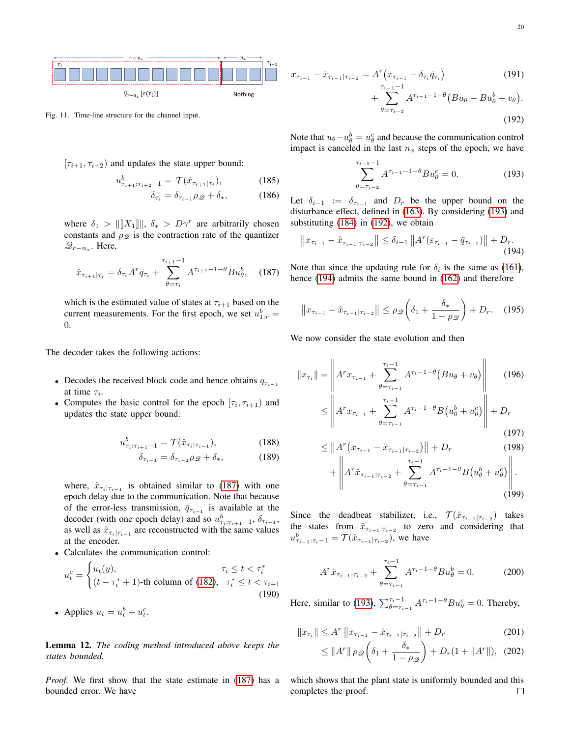Fig. 11. Time-line structure for the channel input.

$[\tau_{i+1}, \tau_{i+2})$ and updates the state upper bound:

$$u^b_{\tau_{i+1}:\tau_{i+2}-1} = \mathcal{T}(\hat{x}_{\tau_{i+1}|\tau_i}), \tag{185}$$

$$\delta_{\tau_i} = \delta_{\tau_{i-1}}\rho_{\mathscr{Q}} + \delta_*, \tag{186}$$

where $\delta_1 > \|[\![X_1]\!]\|$, $\delta_* > D\gamma^r$ are arbitrarily chosen constants and $\rho_{\mathscr{Q}}$ is the contraction rate of the quantizer $\mathscr{Q}_{r-n_x}$. Here,

$$\hat{x}_{\tau_{i+1}|\tau_i} = \delta_{\tau_i} A^r \bar{q}_{\tau_i} + \sum_{\theta=\tau_i}^{\tau_{i+1}-1} A^{\tau_{i+1}-1-\theta} B u^b_\theta, \tag{187}$$

which is the estimated value of states at $\tau_{i+1}$ based on the current measurements. For the first epoch, we set $u^b_{1:r} = 0$.

The decoder takes the following actions:

- Decodes the received block code and hence obtains $q_{\tau_{i-1}}$ at time $\tau_i$.
- Computes the basic control for the epoch $[\tau_i, \tau_{i+1})$ and updates the state upper bound:

$$u^b_{\tau_i:\tau_{i+1}-1} = \mathcal{T}(\hat{x}_{\tau_i|\tau_{i-1}}), \tag{188}$$

$$\delta_{\tau_{i-1}} = \delta_{\tau_{i-2}}\rho_{\mathscr{Q}} + \delta_*, \tag{189}$$

  where, $\hat{x}_{\tau_i|\tau_{i-1}}$ is obtained similar to (187) with one epoch delay due to the communication. Note that because of the error-less transmission, $\bar{q}_{\tau_{i-1}}$ is available at the decoder (with one epoch delay) and so $u^b_{\tau_i:\tau_{i+1}-1}$, $\delta_{\tau_{i-1}}$, as well as $\hat{x}_{\tau_i|\tau_{i-1}}$ are reconstructed with the same values at the encoder.
- Calculates the communication control:

$$u^c_t = \begin{cases} u_t(y), & \tau_i \le t < \tau^*_i \\ (t - \tau^*_i + 1)\text{-th column of (182)}, & \tau^*_i \le t < \tau_{i+1} \end{cases} \tag{190}$$

- Applies $u_t = u^b_t + u^c_t$.

**Lemma 12.** *The coding method introduced above keeps the states bounded.*

*Proof.* We first show that the state estimate in (187) has a bounded error. We have

$$x_{\tau_{i-1}} - \hat{x}_{\tau_{i-1}|\tau_{i-2}} = A^r\big(x_{\tau_{i-1}} - \delta_{\tau_i}\bar{q}_{\tau_i}\big) \tag{191}$$

$$+ \sum_{\theta=\tau_{i-2}}^{\tau_{i-1}-1} A^{\tau_{i-1}-1-\theta}\big(Bu_\theta - Bu^b_\theta + v_\theta\big). \tag{192}$$

Note that $u_\theta - u^b_\theta = u^c_\theta$ and because the communication control impact is canceled in the last $n_x$ steps of the epoch, we have

$$\sum_{\theta=\tau_{i-2}}^{\tau_{i-1}-1} A^{\tau_{i-1}-1-\theta} B u^c_\theta = 0. \tag{193}$$

Let $\delta_{i-1} := \delta_{\tau_{i-1}}$ and $D_r$ be the upper bound on the disturbance effect, defined in (163). By considering (193) and substituting (184) in (192), we obtain

$$\left\|x_{\tau_{i-1}} - \hat{x}_{\tau_{i-1}|\tau_{i-2}}\right\| \le \delta_{i-1}\left\|A^r(\varepsilon_{\tau_{i-1}} - \bar{q}_{\tau_{i-1}})\right\| + D_r. \tag{194}$$

Note that since the updating rule for $\delta_i$ is the same as (161), hence (194) admits the same bound in (162) and therefore

$$\left\|x_{\tau_{i-1}} - \hat{x}_{\tau_{i-1}|\tau_{i-2}}\right\| \le \rho_{\mathscr{Q}}\left(\delta_1 + \frac{\delta_*}{1-\rho_{\mathscr{Q}}}\right) + D_r. \tag{195}$$

We now consider the state evolution and then

$$\|x_{\tau_i}\| = \left\|A^r x_{\tau_{i-1}} + \sum_{\theta=\tau_{i-1}}^{\tau_i-1} A^{\tau_i-1-\theta}\big(Bu_\theta + v_\theta\big)\right\| \tag{196}$$

$$\le \left\|A^r x_{\tau_{i-1}} + \sum_{\theta=\tau_{i-1}}^{\tau_i-1} A^{\tau_i-1-\theta} B\big(u^b_\theta + u^c_\theta\big)\right\| + D_r \tag{197}$$

$$\le \left\|A^r\big(x_{\tau_{i-1}} - \hat{x}_{\tau_{i-1}|\tau_{i-2}}\big)\right\| + D_r \tag{198}$$

$$+ \left\|A^r \hat{x}_{\tau_{i-1}|\tau_{i-2}} + \sum_{\theta=\tau_{i-1}}^{\tau_i-1} A^{\tau_i-1-\theta} B\big(u^b_\theta + u^c_\theta\big)\right\|. \tag{199}$$

Since the deadbeat stabilizer, i.e., $\mathcal{T}(\hat{x}_{\tau_{i-1}|\tau_{i-2}})$ takes the states from $\hat{x}_{\tau_{i-1}|\tau_{i-2}}$ to zero and considering that $u^b_{\tau_{i-1}:\tau_i-1} = \mathcal{T}(\hat{x}_{\tau_{i-1}|\tau_{i-2}})$, we have

$$A^r \hat{x}_{\tau_{i-1}|\tau_{i-2}} + \sum_{\theta=\tau_{i-1}}^{\tau_i-1} A^{\tau_i-1-\theta} B u^b_\theta = 0. \tag{200}$$

Here, similar to (193), $\sum_{\theta=\tau_{i-1}}^{\tau_i-1} A^{\tau_i-1-\theta} B u^c_\theta = 0$. Thereby,

$$\|x_{\tau_i}\| \le A^r \left\|x_{\tau_{i-1}} - \hat{x}_{\tau_{i-1}|\tau_{i-2}}\right\| + D_r \tag{201}$$

$$\le \|A^r\|\,\rho_{\mathscr{Q}}\left(\delta_1 + \frac{\delta_*}{1-\rho_{\mathscr{Q}}}\right) + D_r(1 + \|A^r\|), \tag{202}$$

which shows that the plant state is uniformly bounded and this completes the proof. $\square$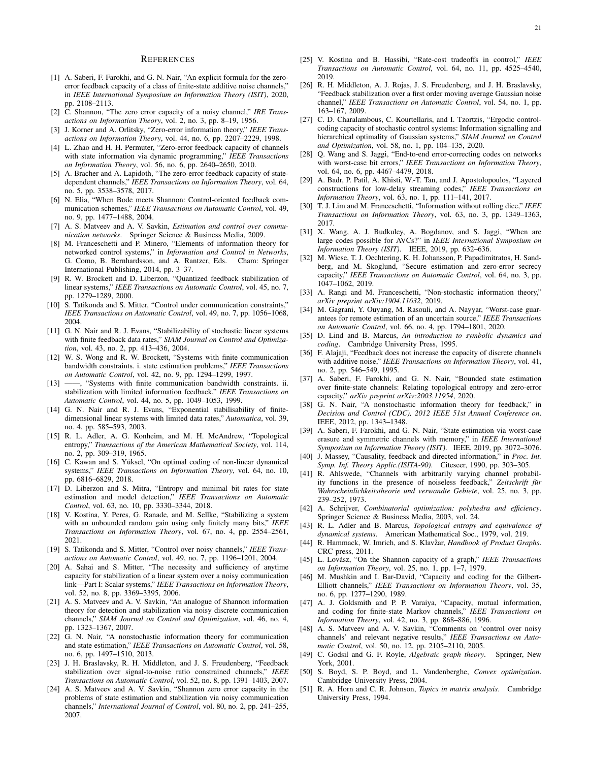# REFERENCES

[1] A. Saberi, F. Farokhi, and G. N. Nair, "An explicit formula for the zero-error feedback capacity of a class of finite-state additive noise channels," in *IEEE International Symposium on Information Theory (ISIT)*, 2020, pp. 2108–2113.

[2] C. Shannon, "The zero error capacity of a noisy channel," *IRE Transactions on Information Theory*, vol. 2, no. 3, pp. 8–19, 1956.

[3] J. Korner and A. Orlitsky, "Zero-error information theory," *IEEE Transactions on Information Theory*, vol. 44, no. 6, pp. 2207–2229, 1998.

[4] L. Zhao and H. H. Permuter, "Zero-error feedback capacity of channels with state information via dynamic programming," *IEEE Transactions on Information Theory*, vol. 56, no. 6, pp. 2640–2650, 2010.

[5] A. Bracher and A. Lapidoth, "The zero-error feedback capacity of state-dependent channels," *IEEE Transactions on Information Theory*, vol. 64, no. 5, pp. 3538–3578, 2017.

[6] N. Elia, "When Bode meets Shannon: Control-oriented feedback communication schemes," *IEEE Transactions on Automatic Control*, vol. 49, no. 9, pp. 1477–1488, 2004.

[7] A. S. Matveev and A. V. Savkin, *Estimation and control over communication networks*. Springer Science & Business Media, 2009.

[8] M. Franceschetti and P. Minero, "Elements of information theory for networked control systems," in *Information and Control in Networks*, G. Como, B. Bernhardsson, and A. Rantzer, Eds. Cham: Springer International Publishing, 2014, pp. 3–37.

[9] R. W. Brockett and D. Liberzon, "Quantized feedback stabilization of linear systems," *IEEE Transactions on Automatic Control*, vol. 45, no. 7, pp. 1279–1289, 2000.

[10] S. Tatikonda and S. Mitter, "Control under communication constraints," *IEEE Transactions on Automatic Control*, vol. 49, no. 7, pp. 1056–1068, 2004.

[11] G. N. Nair and R. J. Evans, "Stabilizability of stochastic linear systems with finite feedback data rates," *SIAM Journal on Control and Optimization*, vol. 43, no. 2, pp. 413–436, 2004.

[12] W. S. Wong and R. W. Brockett, "Systems with finite communication bandwidth constraints. i. state estimation problems," *IEEE Transactions on Automatic Control*, vol. 42, no. 9, pp. 1294–1299, 1997.

[13] ——, "Systems with finite communication bandwidth constraints. ii. stabilization with limited information feedback," *IEEE Transactions on Automatic Control*, vol. 44, no. 5, pp. 1049–1053, 1999.

[14] G. N. Nair and R. J. Evans, "Exponential stabilisability of finite-dimensional linear systems with limited data rates," *Automatica*, vol. 39, no. 4, pp. 585–593, 2003.

[15] R. L. Adler, A. G. Konheim, and M. H. McAndrew, "Topological entropy," *Transactions of the American Mathematical Society*, vol. 114, no. 2, pp. 309–319, 1965.

[16] C. Kawan and S. Yüksel, "On optimal coding of non-linear dynamical systems," *IEEE Transactions on Information Theory*, vol. 64, no. 10, pp. 6816–6829, 2018.

[17] D. Liberzon and S. Mitra, "Entropy and minimal bit rates for state estimation and model detection," *IEEE Transactions on Automatic Control*, vol. 63, no. 10, pp. 3330–3344, 2018.

[18] V. Kostina, Y. Peres, G. Ranade, and M. Sellke, "Stabilizing a system with an unbounded random gain using only finitely many bits," *IEEE Transactions on Information Theory*, vol. 67, no. 4, pp. 2554–2561, 2021.

[19] S. Tatikonda and S. Mitter, "Control over noisy channels," *IEEE Transactions on Automatic Control*, vol. 49, no. 7, pp. 1196–1201, 2004.

[20] A. Sahai and S. Mitter, "The necessity and sufficiency of anytime capacity for stabilization of a linear system over a noisy communication link—Part I: Scalar systems," *IEEE Transactions on Information Theory*, vol. 52, no. 8, pp. 3369–3395, 2006.

[21] A. S. Matveev and A. V. Savkin, "An analogue of Shannon information theory for detection and stabilization via noisy discrete communication channels," *SIAM Journal on Control and Optimization*, vol. 46, no. 4, pp. 1323–1367, 2007.

[22] G. N. Nair, "A nonstochastic information theory for communication and state estimation," *IEEE Transactions on Automatic Control*, vol. 58, no. 6, pp. 1497–1510, 2013.

[23] J. H. Braslavsky, R. H. Middleton, and J. S. Freudenberg, "Feedback stabilization over signal-to-noise ratio constrained channels," *IEEE Transactions on Automatic Control*, vol. 52, no. 8, pp. 1391–1403, 2007.

[24] A. S. Matveev and A. V. Savkin, "Shannon zero error capacity in the problems of state estimation and stabilization via noisy communication channels," *International Journal of Control*, vol. 80, no. 2, pp. 241–255, 2007.

[25] V. Kostina and B. Hassibi, "Rate-cost tradeoffs in control," *IEEE Transactions on Automatic Control*, vol. 64, no. 11, pp. 4525–4540, 2019.

[26] R. H. Middleton, A. J. Rojas, J. S. Freudenberg, and J. H. Braslavsky, "Feedback stabilization over a first order moving average Gaussian noise channel," *IEEE Transactions on Automatic Control*, vol. 54, no. 1, pp. 163–167, 2009.

[27] C. D. Charalambous, C. Kourtellaris, and I. Tzortzis, "Ergodic control-coding capacity of stochastic control systems: Information signalling and hierarchical optimality of Gaussian systems," *SIAM Journal on Control and Optimization*, vol. 58, no. 1, pp. 104–135, 2020.

[28] Q. Wang and S. Jaggi, "End-to-end error-correcting codes on networks with worst-case bit errors," *IEEE Transactions on Information Theory*, vol. 64, no. 6, pp. 4467–4479, 2018.

[29] A. Badr, P. Patil, A. Khisti, W.-T. Tan, and J. Apostolopoulos, "Layered constructions for low-delay streaming codes," *IEEE Transactions on Information Theory*, vol. 63, no. 1, pp. 111–141, 2017.

[30] T. J. Lim and M. Franceschetti, "Information without rolling dice," *IEEE Transactions on Information Theory*, vol. 63, no. 3, pp. 1349–1363, 2017.

[31] X. Wang, A. J. Budkuley, A. Bogdanov, and S. Jaggi, "When are large codes possible for AVCs?" in *IEEE International Symposium on Information Theory (ISIT)*. IEEE, 2019, pp. 632–636.

[32] M. Wiese, T. J. Oechtering, K. H. Johansson, P. Papadimitratos, H. Sandberg, and M. Skoglund, "Secure estimation and zero-error secrecy capacity," *IEEE Transactions on Automatic Control*, vol. 64, no. 3, pp. 1047–1062, 2019.

[33] A. Rangi and M. Franceschetti, "Non-stochastic information theory," *arXiv preprint arXiv:1904.11632*, 2019.

[34] M. Gagrani, Y. Ouyang, M. Rasouli, and A. Nayyar, "Worst-case guarantees for remote estimation of an uncertain source," *IEEE Transactions on Automatic Control*, vol. 66, no. 4, pp. 1794–1801, 2020.

[35] D. Lind and B. Marcus, *An introduction to symbolic dynamics and coding*. Cambridge University Press, 1995.

[36] F. Alajaji, "Feedback does not increase the capacity of discrete channels with additive noise," *IEEE Transactions on Information Theory*, vol. 41, no. 2, pp. 546–549, 1995.

[37] A. Saberi, F. Farokhi, and G. N. Nair, "Bounded state estimation over finite-state channels: Relating topological entropy and zero-error capacity," *arXiv preprint arXiv:2003.11954*, 2020.

[38] G. N. Nair, "A nonstochastic information theory for feedback," in *Decision and Control (CDC), 2012 IEEE 51st Annual Conference on*. IEEE, 2012, pp. 1343–1348.

[39] A. Saberi, F. Farokhi, and G. N. Nair, "State estimation via worst-case erasure and symmetric channels with memory," in *IEEE International Symposium on Information Theory (ISIT)*. IEEE, 2019, pp. 3072–3076.

[40] J. Massey, "Causality, feedback and directed information," in *Proc. Int. Symp. Inf. Theory Applic.(ISITA-90)*. Citeseer, 1990, pp. 303–305.

[41] R. Ahlswede, "Channels with arbitrarily varying channel probability functions in the presence of noiseless feedback," *Zeitschrift für Wahrscheinlichkeitstheorie und verwandte Gebiete*, vol. 25, no. 3, pp. 239–252, 1973.

[42] A. Schrijver, *Combinatorial optimization: polyhedra and efficiency*. Springer Science & Business Media, 2003, vol. 24.

[43] R. L. Adler and B. Marcus, *Topological entropy and equivalence of dynamical systems*. American Mathematical Soc., 1979, vol. 219.

[44] R. Hammack, W. Imrich, and S. Klavžar, *Handbook of Product Graphs*. CRC press, 2011.

[45] L. Lovász, "On the Shannon capacity of a graph," *IEEE Transactions on Information Theory*, vol. 25, no. 1, pp. 1–7, 1979.

[46] M. Mushkin and I. Bar-David, "Capacity and coding for the Gilbert-Elliott channels," *IEEE Transactions on Information Theory*, vol. 35, no. 6, pp. 1277–1290, 1989.

[47] A. J. Goldsmith and P. P. Varaiya, "Capacity, mutual information, and coding for finite-state Markov channels," *IEEE Transactions on Information Theory*, vol. 42, no. 3, pp. 868–886, 1996.

[48] A. S. Matveev and A. V. Savkin, "Comments on 'control over noisy channels' and relevant negative results," *IEEE Transactions on Automatic Control*, vol. 50, no. 12, pp. 2105–2110, 2005.

[49] C. Godsil and G. F. Royle, *Algebraic graph theory*. Springer, New York, 2001.

[50] S. Boyd, S. P. Boyd, and L. Vandenberghe, *Convex optimization*. Cambridge University Press, 2004.

[51] R. A. Horn and C. R. Johnson, *Topics in matrix analysis*. Cambridge University Press, 1994.